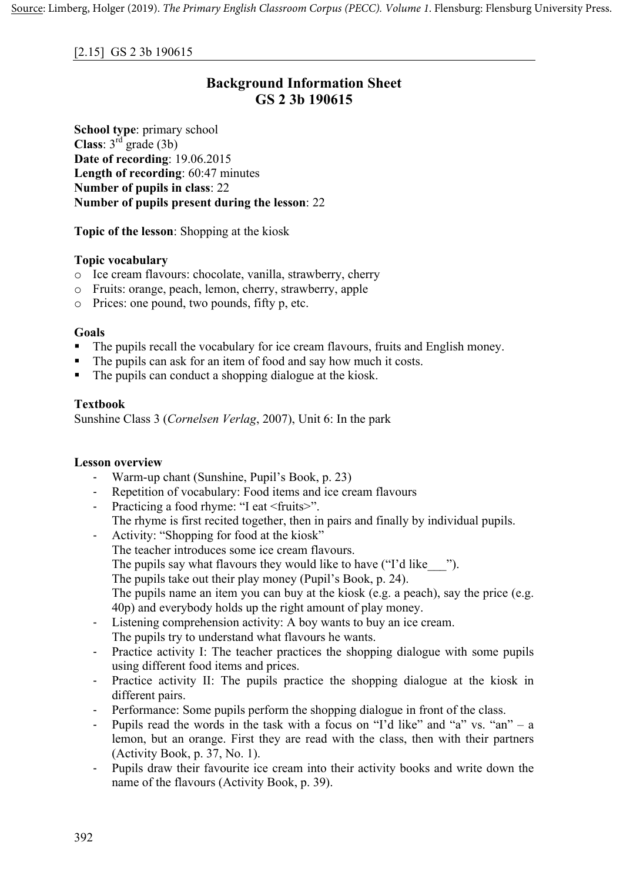Source: Limberg, Holger (2019). *The Primary English Classroom Corpus (PECC). Volume 1*. Flensburg: Flensburg University Press.

[2.15] GS 2 3b 190615

# Background Information Sheet
# GS 2 3b 190615

**School type**: primary school
**Class**: 3rd grade (3b)
**Date of recording**: 19.06.2015
**Length of recording**: 60:47 minutes
**Number of pupils in class**: 22
**Number of pupils present during the lesson**: 22

**Topic of the lesson**: Shopping at the kiosk

**Topic vocabulary**

- Ice cream flavours: chocolate, vanilla, strawberry, cherry
- Fruits: orange, peach, lemon, cherry, strawberry, apple
- Prices: one pound, two pounds, fifty p, etc.

**Goals**

- The pupils recall the vocabulary for ice cream flavours, fruits and English money.
- The pupils can ask for an item of food and say how much it costs.
- The pupils can conduct a shopping dialogue at the kiosk.

**Textbook**

Sunshine Class 3 (*Cornelsen Verlag*, 2007), Unit 6: In the park

**Lesson overview**

- Warm-up chant (Sunshine, Pupil's Book, p. 23)
- Repetition of vocabulary: Food items and ice cream flavours
- Practicing a food rhyme: "I eat <fruits>".
  The rhyme is first recited together, then in pairs and finally by individual pupils.
- Activity: "Shopping for food at the kiosk"
  The teacher introduces some ice cream flavours.
  The pupils say what flavours they would like to have ("I'd like___").
  The pupils take out their play money (Pupil's Book, p. 24).
  The pupils name an item you can buy at the kiosk (e.g. a peach), say the price (e.g. 40p) and everybody holds up the right amount of play money.
- Listening comprehension activity: A boy wants to buy an ice cream.
  The pupils try to understand what flavours he wants.
- Practice activity I: The teacher practices the shopping dialogue with some pupils using different food items and prices.
- Practice activity II: The pupils practice the shopping dialogue at the kiosk in different pairs.
- Performance: Some pupils perform the shopping dialogue in front of the class.
- Pupils read the words in the task with a focus on "I'd like" and "a" vs. "an" – a lemon, but an orange. First they are read with the class, then with their partners (Activity Book, p. 37, No. 1).
- Pupils draw their favourite ice cream into their activity books and write down the name of the flavours (Activity Book, p. 39).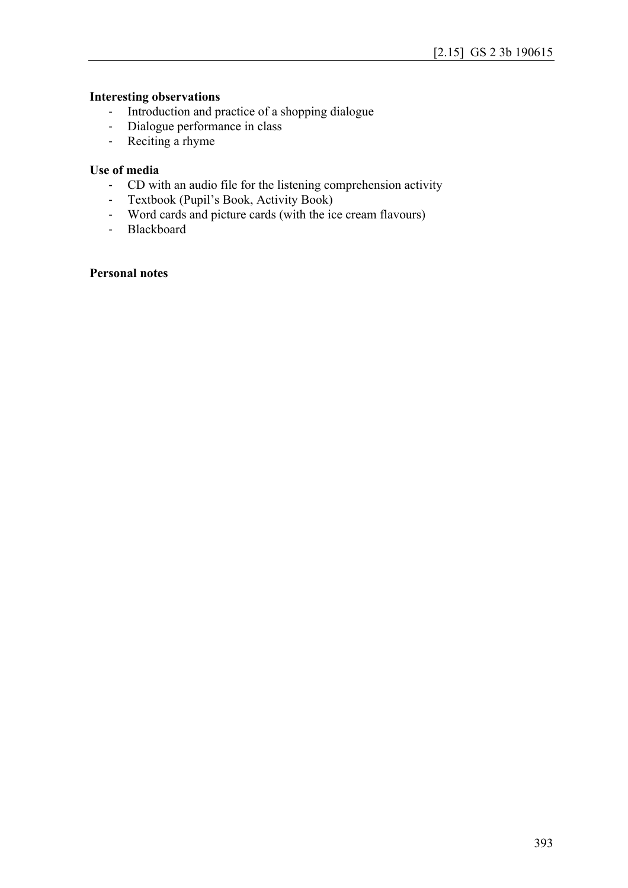**Interesting observations**

- Introduction and practice of a shopping dialogue
- Dialogue performance in class
- Reciting a rhyme

**Use of media**

- CD with an audio file for the listening comprehension activity
- Textbook (Pupil's Book, Activity Book)
- Word cards and picture cards (with the ice cream flavours)
- Blackboard

**Personal notes**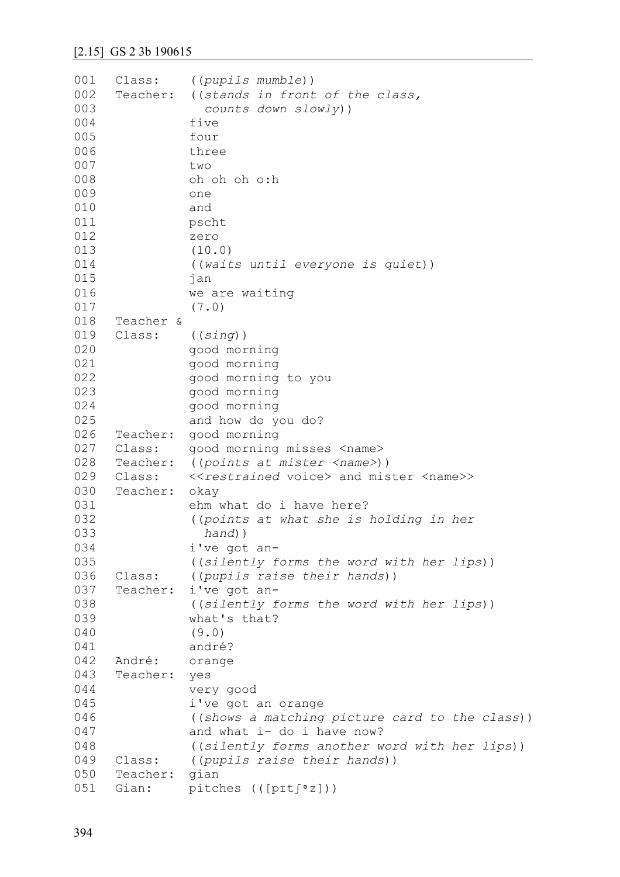## [2.15] GS 2 3b 190615

```
001  Class:    ((pupils mumble))
002  Teacher:  ((stands in front of the class,
003              counts down slowly))
004            five
005            four
006            three
007            two
008            oh oh oh o:h
009            one
010            and
011            pscht
012            zero
013            (10.0)
014            ((waits until everyone is quiet))
015            jan
016            we are waiting
017            (7.0)
018  Teacher &
019  Class:    ((sing))
020            good morning
021            good morning
022            good morning to you
023            good morning
024            good morning
025            and how do you do?
026  Teacher:  good morning
027  Class:    good morning misses <name>
028  Teacher:  ((points at mister <name>))
029  Class:    <<restrained voice> and mister <name>>
030  Teacher:  okay
031            ehm what do i have here?
032            ((points at what she is holding in her
033              hand))
034            i've got an-
035            ((silently forms the word with her lips))
036  Class:    ((pupils raise their hands))
037  Teacher:  i've got an-
038            ((silently forms the word with her lips))
039            what's that?
040            (9.0)
041            andré?
042  André:    orange
043  Teacher:  yes
044            very good
045            i've got an orange
046            ((shows a matching picture card to the class))
047            and what i- do i have now?
048            ((silently forms another word with her lips))
049  Class:    ((pupils raise their hands))
050  Teacher:  gian
051  Gian:     pitches (([pɪtʃᵊz]))
```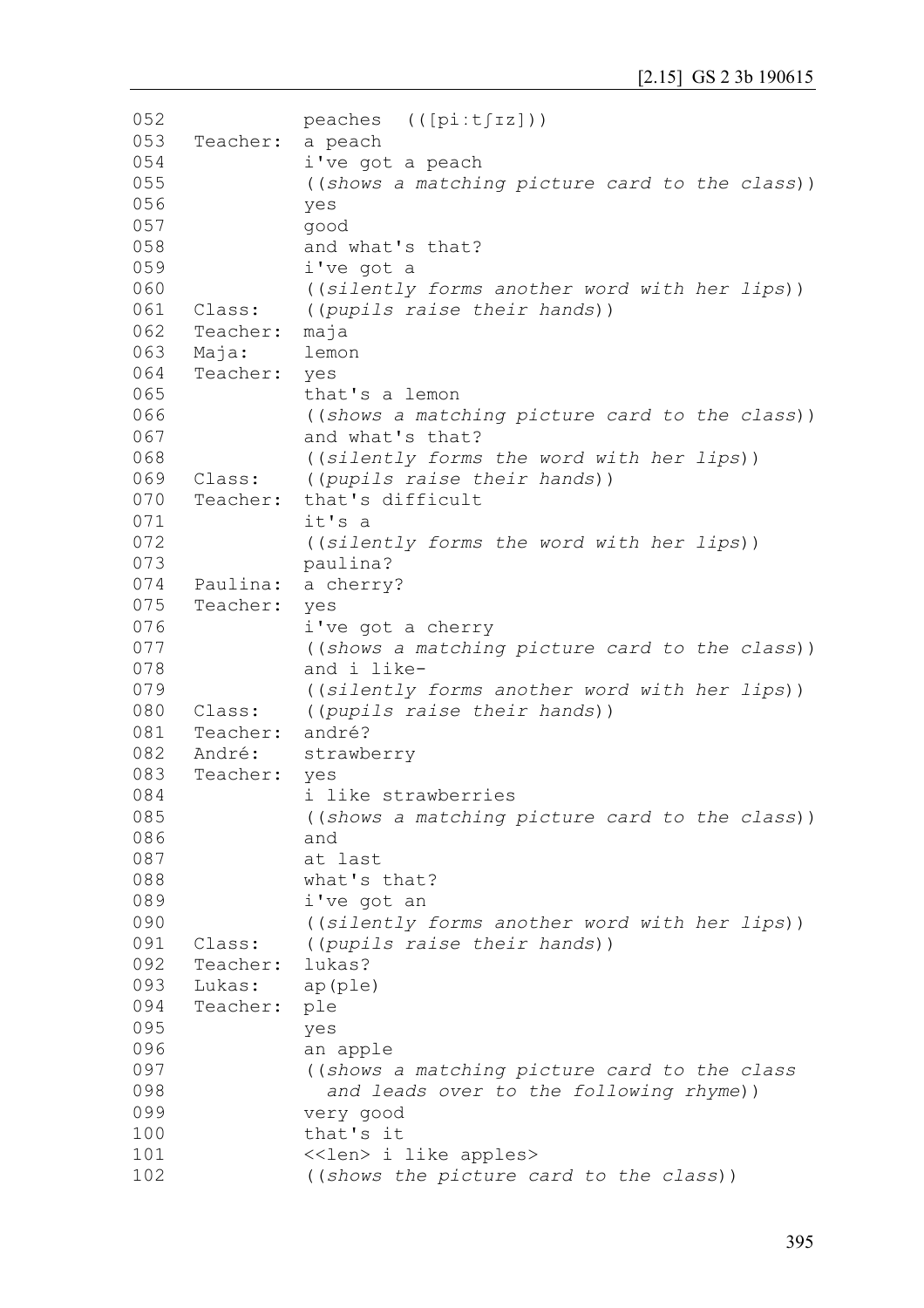```
052            peaches  (([pi:tʃɪz]))
053  Teacher:  a peach
054            i've got a peach
055            ((shows a matching picture card to the class))
056            yes
057            good
058            and what's that?
059            i've got a
060            ((silently forms another word with her lips))
061  Class:    ((pupils raise their hands))
062  Teacher:  maja
063  Maja:     lemon
064  Teacher:  yes
065            that's a lemon
066            ((shows a matching picture card to the class))
067            and what's that?
068            ((silently forms the word with her lips))
069  Class:    ((pupils raise their hands))
070  Teacher:  that's difficult
071            it's a
072            ((silently forms the word with her lips))
073            paulina?
074  Paulina:  a cherry?
075  Teacher:  yes
076            i've got a cherry
077            ((shows a matching picture card to the class))
078            and i like-
079            ((silently forms another word with her lips))
080  Class:    ((pupils raise their hands))
081  Teacher:  andré?
082  André:    strawberry
083  Teacher:  yes
084            i like strawberries
085            ((shows a matching picture card to the class))
086            and
087            at last
088            what's that?
089            i've got an
090            ((silently forms another word with her lips))
091  Class:    ((pupils raise their hands))
092  Teacher:  lukas?
093  Lukas:    ap(ple)
094  Teacher:  ple
095            yes
096            an apple
097            ((shows a matching picture card to the class
098              and leads over to the following rhyme))
099            very good
100            that's it
101            <<len> i like apples>
102            ((shows the picture card to the class))
```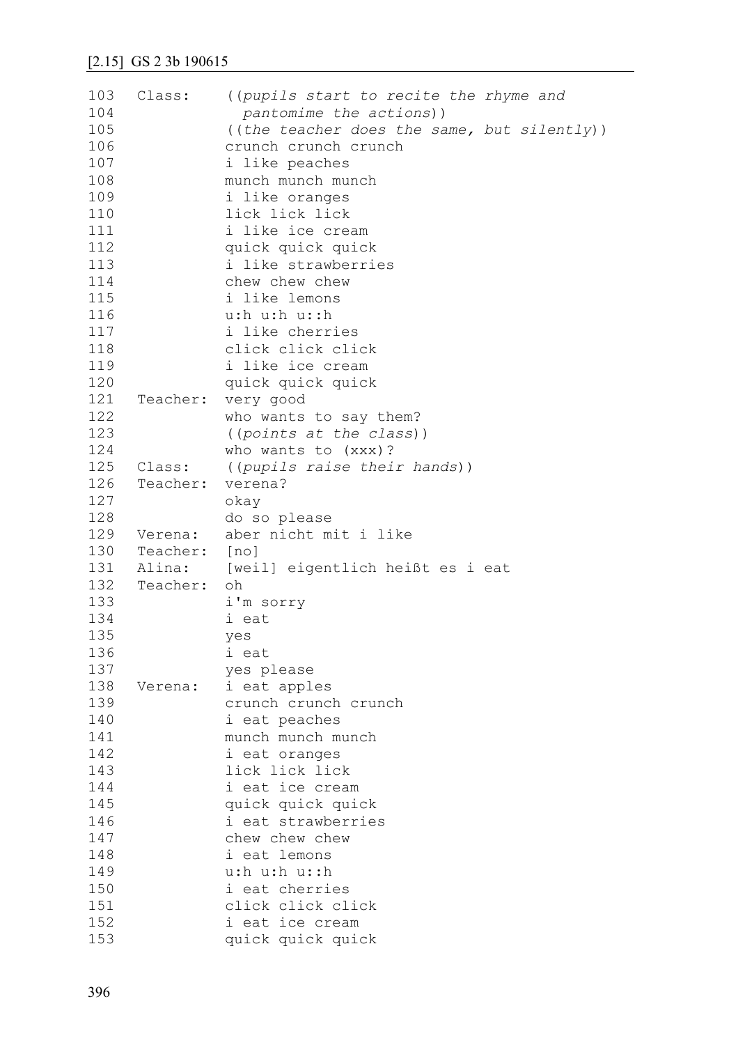[2.15] GS 2 3b 190615

```
103  Class:    ((pupils start to recite the rhyme and
104              pantomime the actions))
105            ((the teacher does the same, but silently))
106            crunch crunch crunch
107            i like peaches
108            munch munch munch
109            i like oranges
110            lick lick lick
111            i like ice cream
112            quick quick quick
113            i like strawberries
114            chew chew chew
115            i like lemons
116            u:h u:h u::h
117            i like cherries
118            click click click
119            i like ice cream
120            quick quick quick
121  Teacher:  very good
122            who wants to say them?
123            ((points at the class))
124            who wants to (xxx)?
125  Class:    ((pupils raise their hands))
126  Teacher:  verena?
127            okay
128            do so please
129  Verena:   aber nicht mit i like
130  Teacher:  [no]
131  Alina:    [weil] eigentlich heißt es i eat
132  Teacher:  oh
133            i'm sorry
134            i eat
135            yes
136            i eat
137            yes please
138  Verena:   i eat apples
139            crunch crunch crunch
140            i eat peaches
141            munch munch munch
142            i eat oranges
143            lick lick lick
144            i eat ice cream
145            quick quick quick
146            i eat strawberries
147            chew chew chew
148            i eat lemons
149            u:h u:h u::h
150            i eat cherries
151            click click click
152            i eat ice cream
153            quick quick quick
```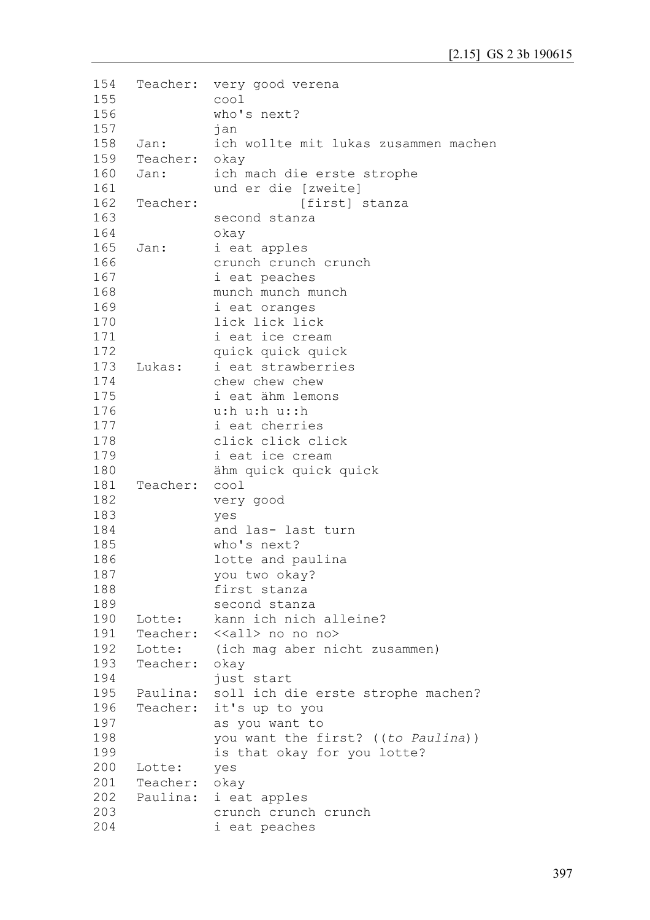```
154   Teacher:  very good verena
155             cool
156             who's next?
157             jan
158   Jan:      ich wollte mit lukas zusammen machen
159   Teacher:  okay
160   Jan:      ich mach die erste strophe
161             und er die [zweite]
162   Teacher:             [first] stanza
163             second stanza
164             okay
165   Jan:      i eat apples
166             crunch crunch crunch
167             i eat peaches
168             munch munch munch
169             i eat oranges
170             lick lick lick
171             i eat ice cream
172             quick quick quick
173   Lukas:    i eat strawberries
174             chew chew chew
175             i eat ähm lemons
176             u:h u:h u::h
177             i eat cherries
178             click click click
179             i eat ice cream
180             ähm quick quick quick
181   Teacher:  cool
182             very good
183             yes
184             and las- last turn
185             who's next?
186             lotte and paulina
187             you two okay?
188             first stanza
189             second stanza
190   Lotte:    kann ich nich alleine?
191   Teacher:  <<all> no no no>
192   Lotte:    (ich mag aber nicht zusammen)
193   Teacher:  okay
194             just start
195   Paulina:  soll ich die erste strophe machen?
196   Teacher:  it's up to you
197             as you want to
198             you want the first? ((to Paulina))
199             is that okay for you lotte?
200   Lotte:    yes
201   Teacher:  okay
202   Paulina:  i eat apples
203             crunch crunch crunch
204             i eat peaches
```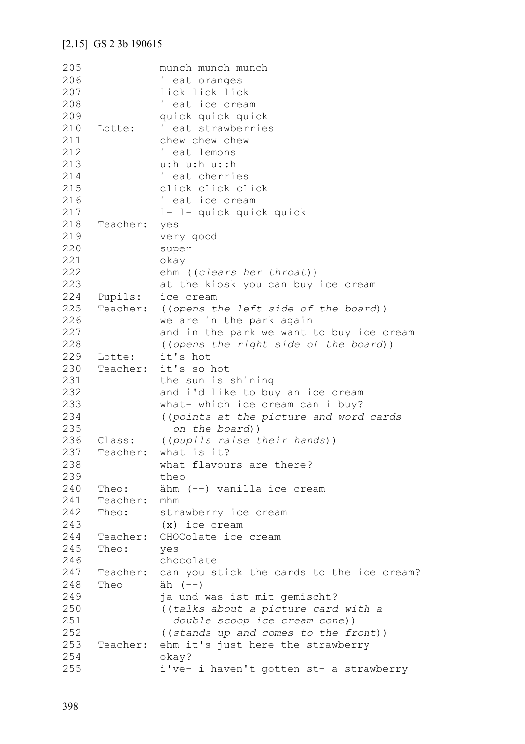```
205              munch munch munch
206              i eat oranges
207              lick lick lick
208              i eat ice cream
209              quick quick quick
210   Lotte:     i eat strawberries
211              chew chew chew
212              i eat lemons
213              u:h u:h u::h
214              i eat cherries
215              click click click
216              i eat ice cream
217              l- l- quick quick quick
218   Teacher:   yes
219              very good
220              super
221              okay
222              ehm ((clears her throat))
223              at the kiosk you can buy ice cream
224   Pupils:    ice cream
225   Teacher:   ((opens the left side of the board))
226              we are in the park again
227              and in the park we want to buy ice cream
228              ((opens the right side of the board))
229   Lotte:     it's hot
230   Teacher:   it's so hot
231              the sun is shining
232              and i'd like to buy an ice cream
233              what- which ice cream can i buy?
234              ((points at the picture and word cards
235                on the board))
236   Class:     ((pupils raise their hands))
237   Teacher:   what is it?
238              what flavours are there?
239              theo
240   Theo:      ähm (--) vanilla ice cream
241   Teacher:   mhm
242   Theo:      strawberry ice cream
243              (x) ice cream
244   Teacher:   CHOColate ice cream
245   Theo:      yes
246              chocolate
247   Teacher:   can you stick the cards to the ice cream?
248   Theo       äh (--)
249              ja und was ist mit gemischt?
250              ((talks about a picture card with a
251                double scoop ice cream cone))
252              ((stands up and comes to the front))
253   Teacher:   ehm it's just here the strawberry
254              okay?
255              i've- i haven't gotten st- a strawberry
```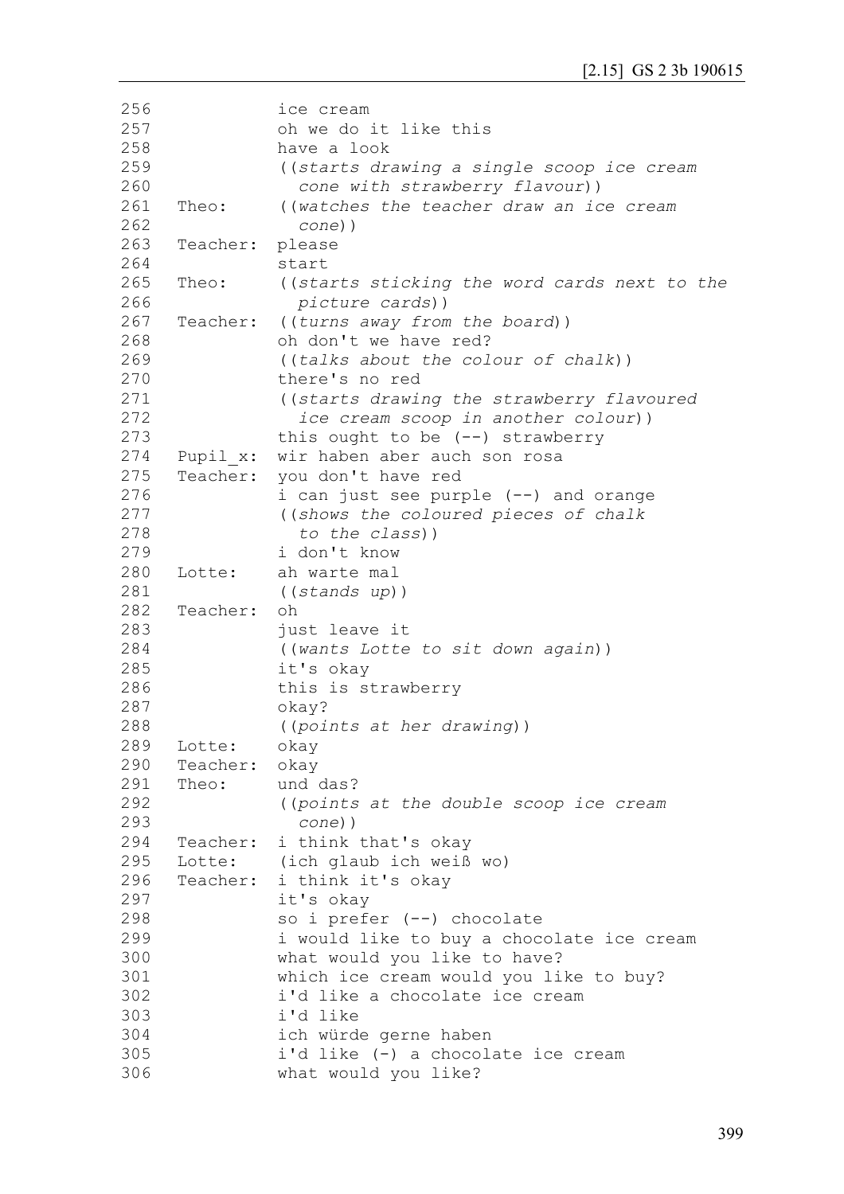```
256               ice cream
257               oh we do it like this
258               have a look
259               ((starts drawing a single scoop ice cream
260                 cone with strawberry flavour))
261   Theo:       ((watches the teacher draw an ice cream
262                 cone))
263   Teacher:    please
264               start
265   Theo:       ((starts sticking the word cards next to the
266                 picture cards))
267   Teacher:    ((turns away from the board))
268               oh don't we have red?
269               ((talks about the colour of chalk))
270               there's no red
271               ((starts drawing the strawberry flavoured
272                 ice cream scoop in another colour))
273               this ought to be (--) strawberry
274   Pupil_x:    wir haben aber auch son rosa
275   Teacher:    you don't have red
276               i can just see purple (--) and orange
277               ((shows the coloured pieces of chalk
278                 to the class))
279               i don't know
280   Lotte:      ah warte mal
281               ((stands up))
282   Teacher:    oh
283               just leave it
284               ((wants Lotte to sit down again))
285               it's okay
286               this is strawberry
287               okay?
288               ((points at her drawing))
289   Lotte:      okay
290   Teacher:    okay
291   Theo:       und das?
292               ((points at the double scoop ice cream
293                 cone))
294   Teacher:    i think that's okay
295   Lotte:      (ich glaub ich weiß wo)
296   Teacher:    i think it's okay
297               it's okay
298               so i prefer (--) chocolate
299               i would like to buy a chocolate ice cream
300               what would you like to have?
301               which ice cream would you like to buy?
302               i'd like a chocolate ice cream
303               i'd like
304               ich würde gerne haben
305               i'd like (-) a chocolate ice cream
306               what would you like?
```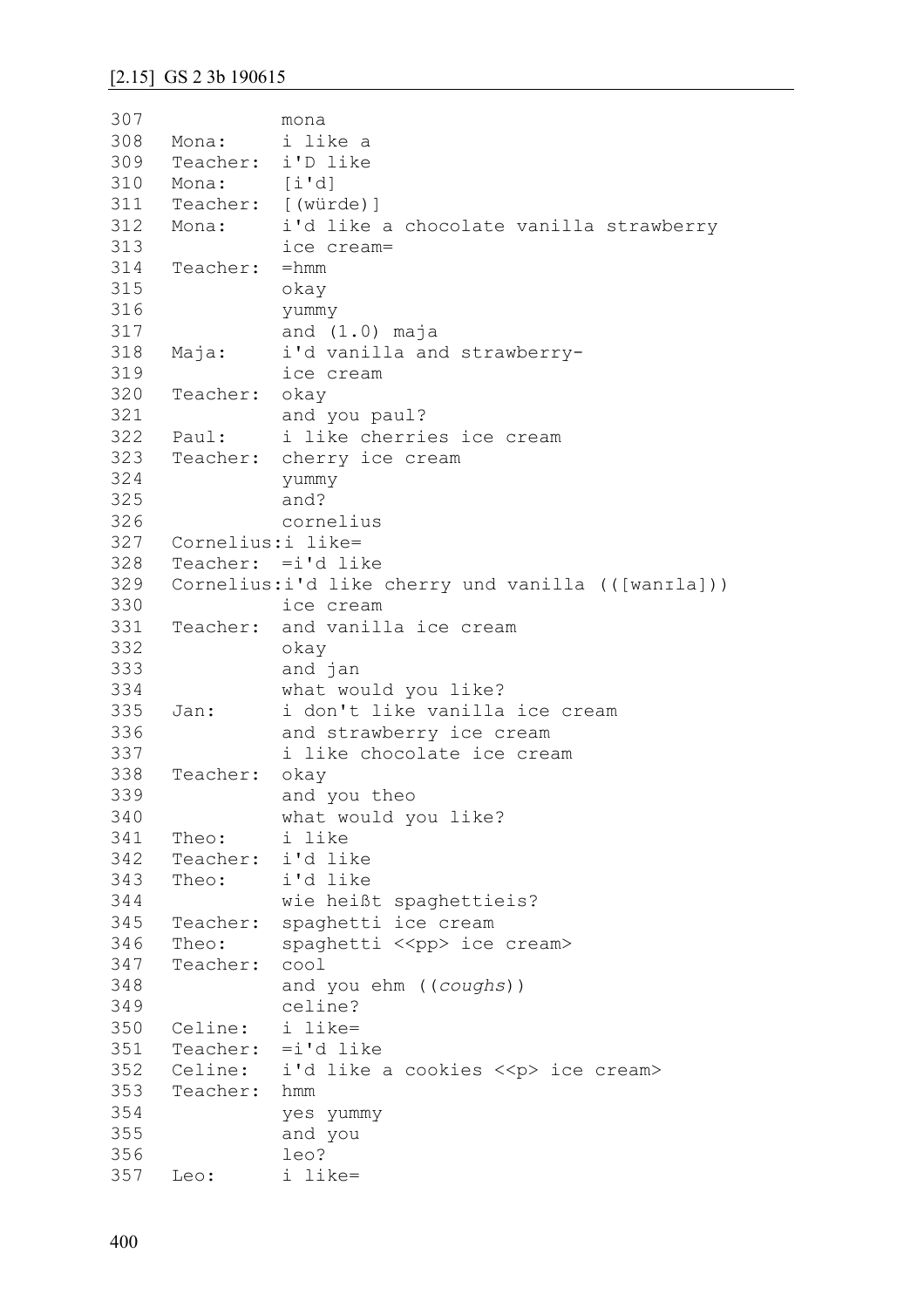## [2.15] GS 2 3b 190615

```
307             mona
308   Mona:     i like a
309   Teacher:  i'D like
310   Mona:     [i'd]
311   Teacher:  [(würde)]
312   Mona:     i'd like a chocolate vanilla strawberry
313             ice cream=
314   Teacher:  =hmm
315             okay
316             yummy
317             and (1.0) maja
318   Maja:     i'd vanilla and strawberry-
319             ice cream
320   Teacher:  okay
321             and you paul?
322   Paul:     i like cherries ice cream
323   Teacher:  cherry ice cream
324             yummy
325             and?
326             cornelius
327   Cornelius:i like=
328   Teacher:  =i'd like
329   Cornelius:i'd like cherry und vanilla (([wanɪla]))
330             ice cream
331   Teacher:  and vanilla ice cream
332             okay
333             and jan
334             what would you like?
335   Jan:      i don't like vanilla ice cream
336             and strawberry ice cream
337             i like chocolate ice cream
338   Teacher:  okay
339             and you theo
340             what would you like?
341   Theo:     i like
342   Teacher:  i'd like
343   Theo:     i'd like
344             wie heißt spaghettieis?
345   Teacher:  spaghetti ice cream
346   Theo:     spaghetti <<pp> ice cream>
347   Teacher:  cool
348             and you ehm ((coughs))
349             celine?
350   Celine:   i like=
351   Teacher:  =i'd like
352   Celine:   i'd like a cookies <<p> ice cream>
353   Teacher:  hmm
354             yes yummy
355             and you
356             leo?
357   Leo:      i like=
```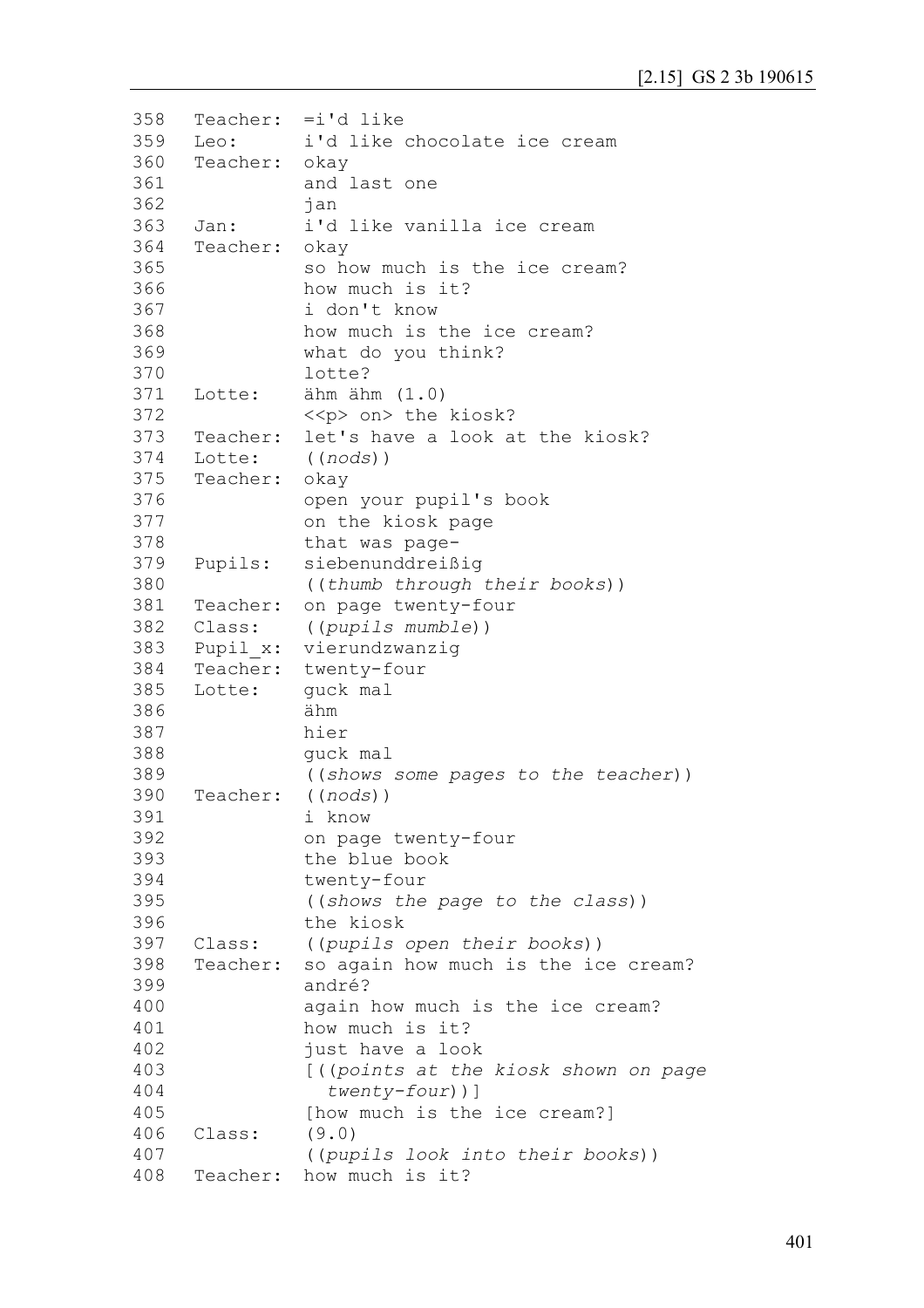```
358   Teacher:  =i'd like
359   Leo:      i'd like chocolate ice cream
360   Teacher:  okay
361             and last one
362             jan
363   Jan:      i'd like vanilla ice cream
364   Teacher:  okay
365             so how much is the ice cream?
366             how much is it?
367             i don't know
368             how much is the ice cream?
369             what do you think?
370             lotte?
371   Lotte:    ähm ähm (1.0)
372             <<p> on> the kiosk?
373   Teacher:  let's have a look at the kiosk?
374   Lotte:    ((nods))
375   Teacher:  okay
376             open your pupil's book
377             on the kiosk page
378             that was page-
379   Pupils:   siebenunddreißig
380             ((thumb through their books))
381   Teacher:  on page twenty-four
382   Class:    ((pupils mumble))
383   Pupil_x:  vierundzwanzig
384   Teacher:  twenty-four
385   Lotte:    guck mal
386             ähm
387             hier
388             guck mal
389             ((shows some pages to the teacher))
390   Teacher:  ((nods))
391             i know
392             on page twenty-four
393             the blue book
394             twenty-four
395             ((shows the page to the class))
396             the kiosk
397   Class:    ((pupils open their books))
398   Teacher:  so again how much is the ice cream?
399             andré?
400             again how much is the ice cream?
401             how much is it?
402             just have a look
403             [((points at the kiosk shown on page
404               twenty-four))]
405             [how much is the ice cream?]
406   Class:    (9.0)
407             ((pupils look into their books))
408   Teacher:  how much is it?
```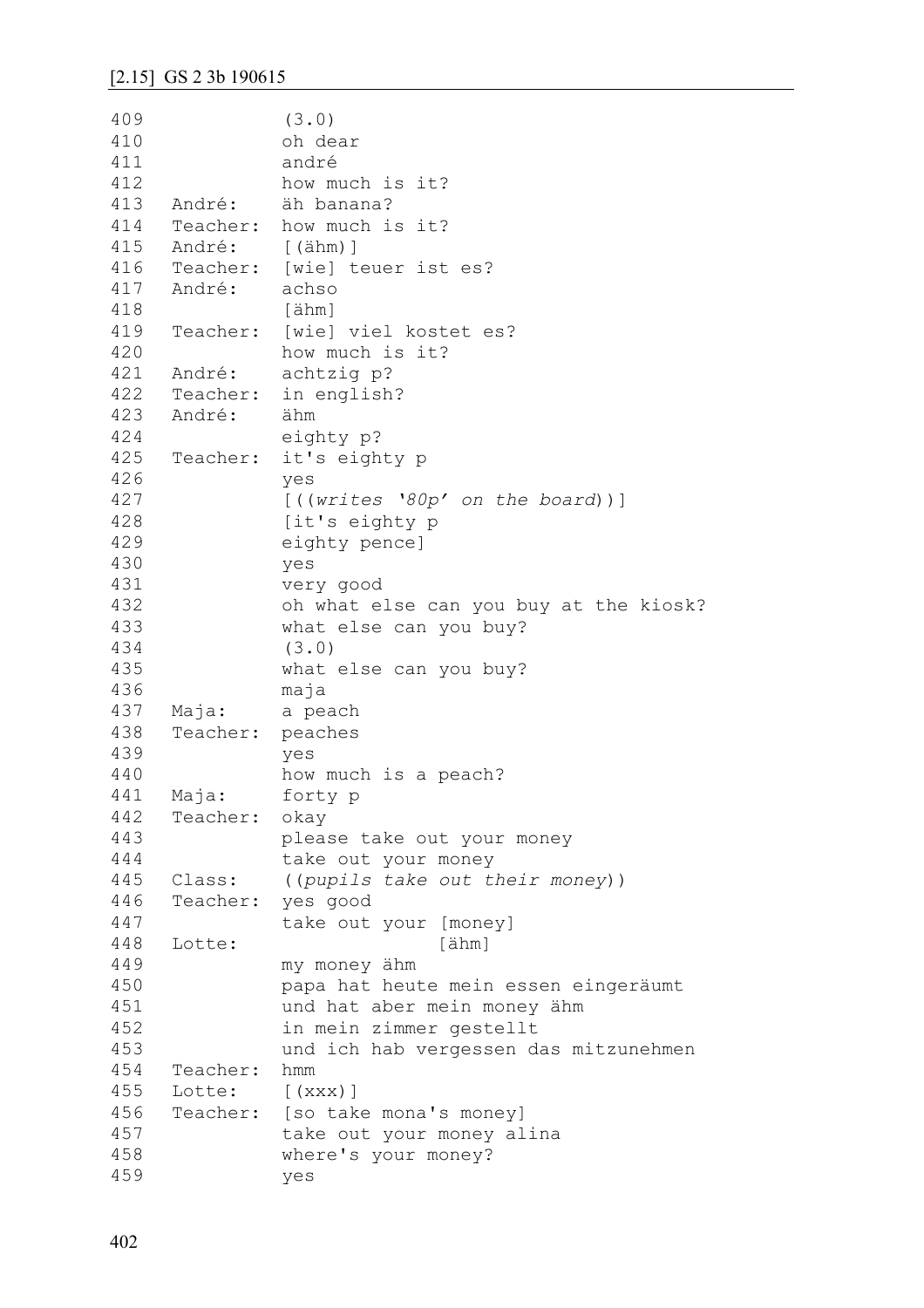## [2.15] GS 2 3b 190615

```
409             (3.0)
410             oh dear
411             andré
412             how much is it?
413   André:    äh banana?
414   Teacher:  how much is it?
415   André:    [(ähm)]
416   Teacher:  [wie] teuer ist es?
417   André:    achso
418             [ähm]
419   Teacher:  [wie] viel kostet es?
420             how much is it?
421   André:    achtzig p?
422   Teacher:  in english?
423   André:    ähm
424             eighty p?
425   Teacher:  it's eighty p
426             yes
427             [((writes '80p' on the board))]
428             [it's eighty p
429             eighty pence]
430             yes
431             very good
432             oh what else can you buy at the kiosk?
433             what else can you buy?
434             (3.0)
435             what else can you buy?
436             maja
437   Maja:     a peach
438   Teacher:  peaches
439             yes
440             how much is a peach?
441   Maja:     forty p
442   Teacher:  okay
443             please take out your money
444             take out your money
445   Class:    ((pupils take out their money))
446   Teacher:  yes good
447             take out your [money]
448   Lotte:                  [ähm]
449             my money ähm
450             papa hat heute mein essen eingeräumt
451             und hat aber mein money ähm
452             in mein zimmer gestellt
453             und ich hab vergessen das mitzunehmen
454   Teacher:  hmm
455   Lotte:    [(xxx)]
456   Teacher:  [so take mona's money]
457             take out your money alina
458             where's your money?
459             yes
```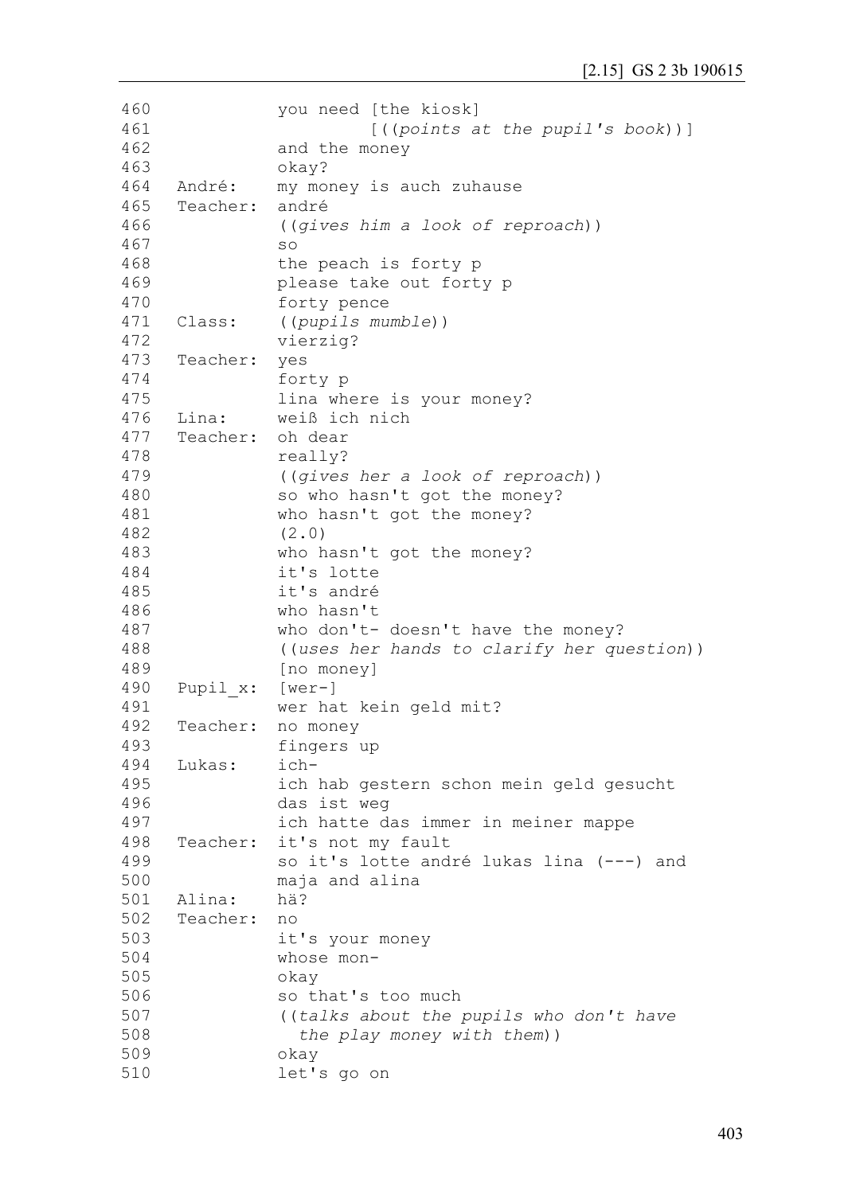```
460              you need [the kiosk]
461                       [((points at the pupil's book))]
462              and the money
463              okay?
464   André:     my money is auch zuhause
465   Teacher:   andré
466              ((gives him a look of reproach))
467              so
468              the peach is forty p
469              please take out forty p
470              forty pence
471   Class:     ((pupils mumble))
472              vierzig?
473   Teacher:   yes
474              forty p
475              lina where is your money?
476   Lina:      weiß ich nich
477   Teacher:   oh dear
478              really?
479              ((gives her a look of reproach))
480              so who hasn't got the money?
481              who hasn't got the money?
482              (2.0)
483              who hasn't got the money?
484              it's lotte
485              it's andré
486              who hasn't
487              who don't- doesn't have the money?
488              ((uses her hands to clarify her question))
489              [no money]
490   Pupil_x:   [wer-]
491              wer hat kein geld mit?
492   Teacher:   no money
493              fingers up
494   Lukas:     ich-
495              ich hab gestern schon mein geld gesucht
496              das ist weg
497              ich hatte das immer in meiner mappe
498   Teacher:   it's not my fault
499              so it's lotte andré lukas lina (---) and
500              maja and alina
501   Alina:     hä?
502   Teacher:   no
503              it's your money
504              whose mon-
505              okay
506              so that's too much
507              ((talks about the pupils who don't have
508                the play money with them))
509              okay
510              let's go on
```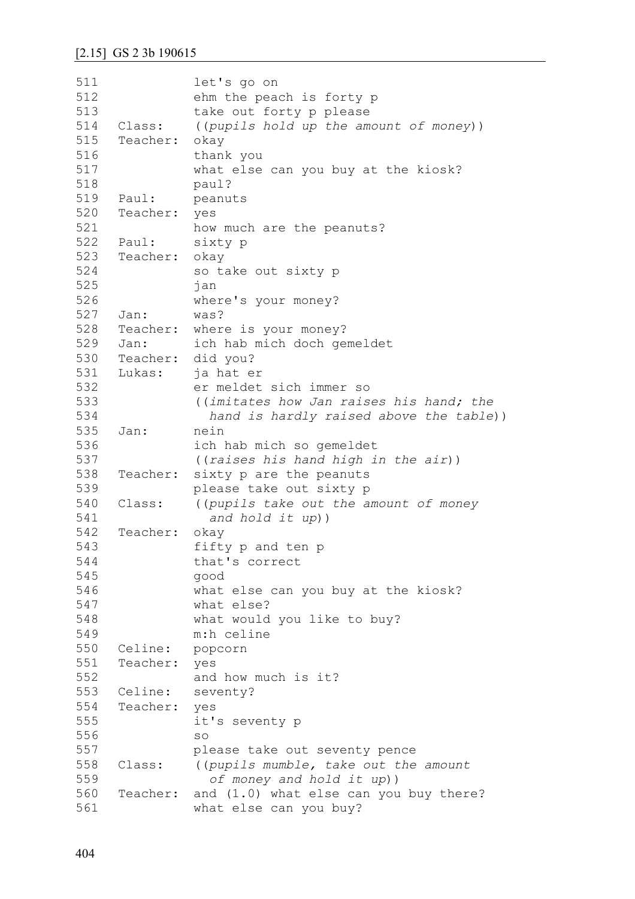## [2.15] GS 2 3b 190615

```
511             let's go on
512             ehm the peach is forty p
513             take out forty p please
514   Class:    ((pupils hold up the amount of money))
515   Teacher:  okay
516             thank you
517             what else can you buy at the kiosk?
518             paul?
519   Paul:     peanuts
520   Teacher:  yes
521             how much are the peanuts?
522   Paul:     sixty p
523   Teacher:  okay
524             so take out sixty p
525             jan
526             where's your money?
527   Jan:      was?
528   Teacher:  where is your money?
529   Jan:      ich hab mich doch gemeldet
530   Teacher:  did you?
531   Lukas:    ja hat er
532             er meldet sich immer so
533             ((imitates how Jan raises his hand; the
534               hand is hardly raised above the table))
535   Jan:      nein
536             ich hab mich so gemeldet
537             ((raises his hand high in the air))
538   Teacher:  sixty p are the peanuts
539             please take out sixty p
540   Class:    ((pupils take out the amount of money
541               and hold it up))
542   Teacher:  okay
543             fifty p and ten p
544             that's correct
545             good
546             what else can you buy at the kiosk?
547             what else?
548             what would you like to buy?
549             m:h celine
550   Celine:   popcorn
551   Teacher:  yes
552             and how much is it?
553   Celine:   seventy?
554   Teacher:  yes
555             it's seventy p
556             so
557             please take out seventy pence
558   Class:    ((pupils mumble, take out the amount
559               of money and hold it up))
560   Teacher:  and (1.0) what else can you buy there?
561             what else can you buy?
```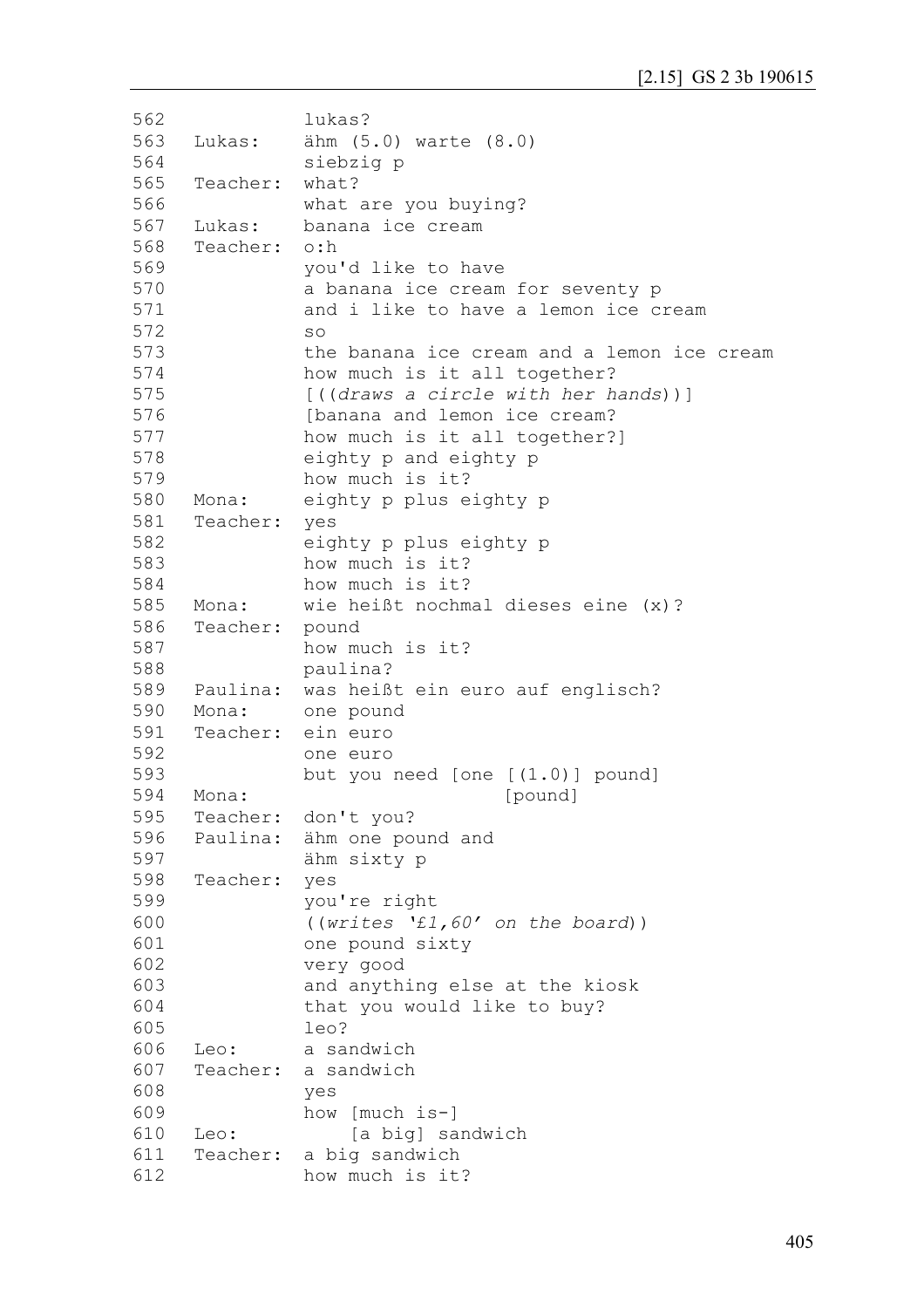```
562              lukas?
563   Lukas:     ähm (5.0) warte (8.0)
564              siebzig p
565   Teacher:   what?
566              what are you buying?
567   Lukas:     banana ice cream
568   Teacher:   o:h
569              you'd like to have
570              a banana ice cream for seventy p
571              and i like to have a lemon ice cream
572              so
573              the banana ice cream and a lemon ice cream
574              how much is it all together?
575              [((draws a circle with her hands))]
576              [banana and lemon ice cream?
577              how much is it all together?]
578              eighty p and eighty p
579              how much is it?
580   Mona:      eighty p plus eighty p
581   Teacher:   yes
582              eighty p plus eighty p
583              how much is it?
584              how much is it?
585   Mona:      wie heißt nochmal dieses eine (x)?
586   Teacher:   pound
587              how much is it?
588              paulina?
589   Paulina:   was heißt ein euro auf englisch?
590   Mona:      one pound
591   Teacher:   ein euro
592              one euro
593              but you need [one [(1.0)] pound]
594   Mona:                        [pound]
595   Teacher:   don't you?
596   Paulina:   ähm one pound and
597              ähm sixty p
598   Teacher:   yes
599              you're right
600              ((writes '£1,60' on the board))
601              one pound sixty
602              very good
603              and anything else at the kiosk
604              that you would like to buy?
605              leo?
606   Leo:       a sandwich
607   Teacher:   a sandwich
608              yes
609              how [much is-]
610   Leo:           [a big] sandwich
611   Teacher:   a big sandwich
612              how much is it?
```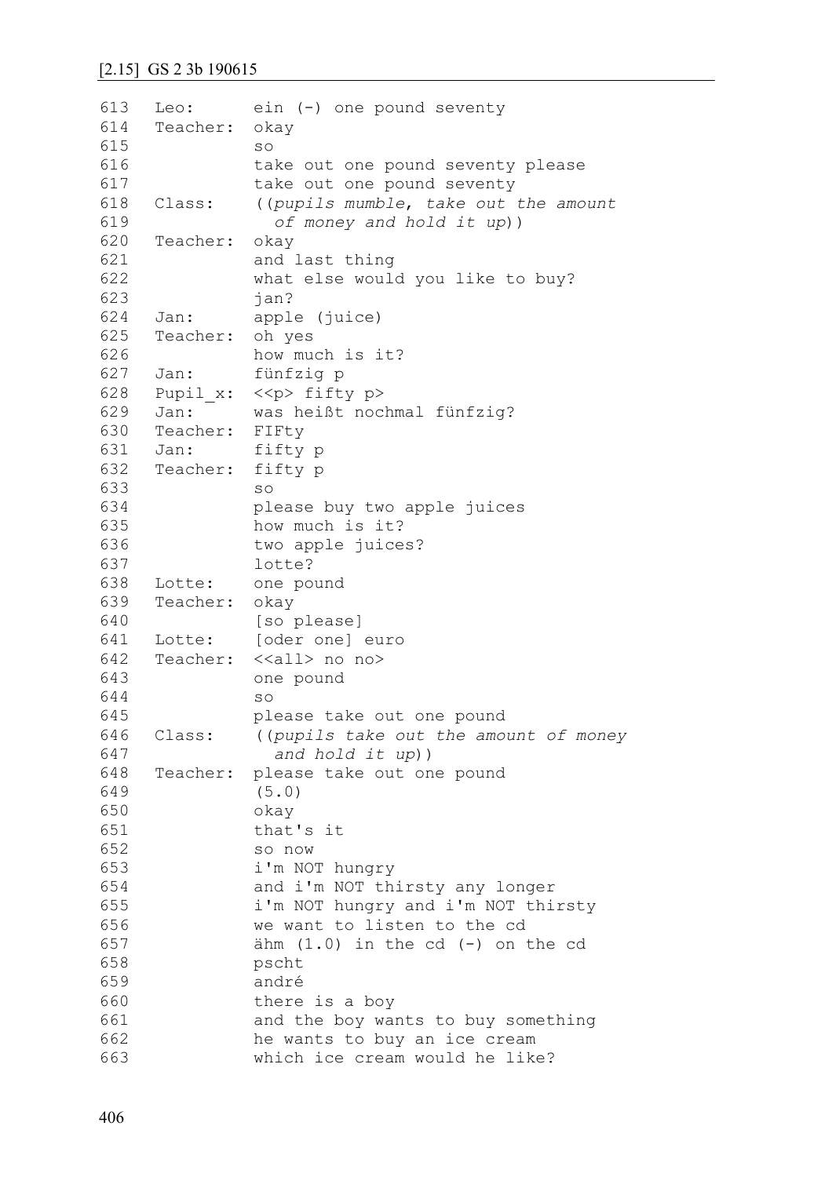```
613  Leo:      ein (-) one pound seventy
614  Teacher:  okay
615            so
616            take out one pound seventy please
617            take out one pound seventy
618  Class:    ((pupils mumble, take out the amount
619              of money and hold it up))
620  Teacher:  okay
621            and last thing
622            what else would you like to buy?
623            jan?
624  Jan:      apple (juice)
625  Teacher:  oh yes
626            how much is it?
627  Jan:      fünfzig p
628  Pupil_x:  <<p> fifty p>
629  Jan:      was heißt nochmal fünfzig?
630  Teacher:  FIFty
631  Jan:      fifty p
632  Teacher:  fifty p
633            so
634            please buy two apple juices
635            how much is it?
636            two apple juices?
637            lotte?
638  Lotte:    one pound
639  Teacher:  okay
640            [so please]
641  Lotte:    [oder one] euro
642  Teacher:  <<all> no no>
643            one pound
644            so
645            please take out one pound
646  Class:    ((pupils take out the amount of money
647              and hold it up))
648  Teacher:  please take out one pound
649            (5.0)
650            okay
651            that's it
652            so now
653            i'm NOT hungry
654            and i'm NOT thirsty any longer
655            i'm NOT hungry and i'm NOT thirsty
656            we want to listen to the cd
657            ähm (1.0) in the cd (-) on the cd
658            pscht
659            andré
660            there is a boy
661            and the boy wants to buy something
662            he wants to buy an ice cream
663            which ice cream would he like?
```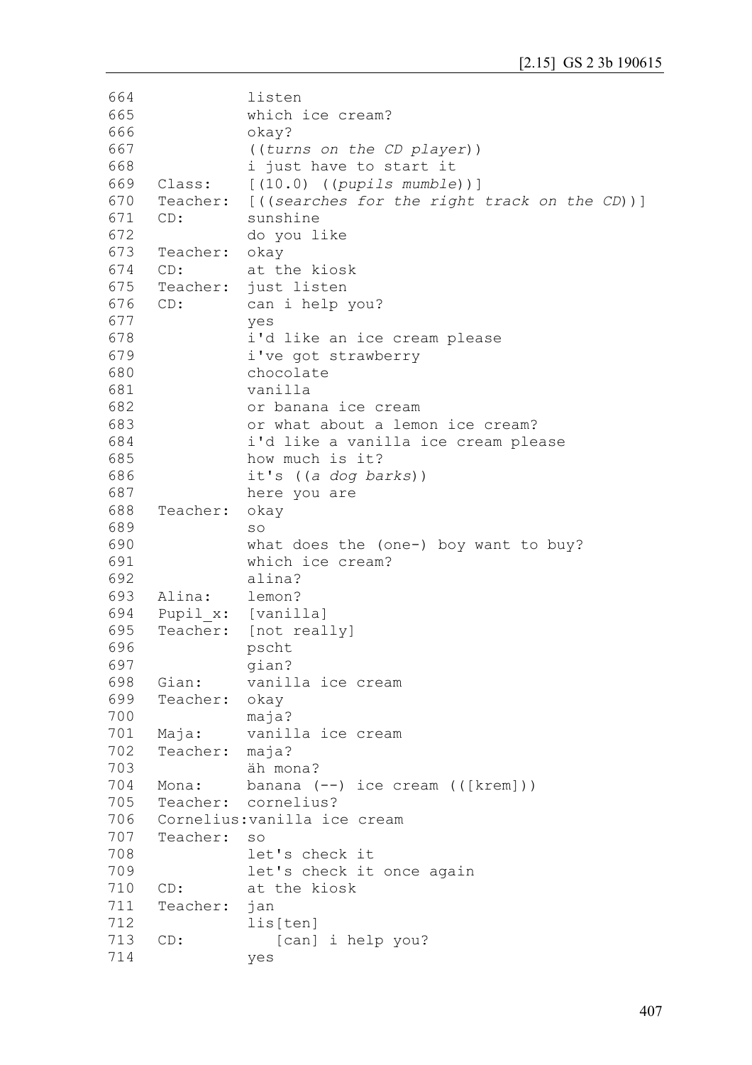```
664              listen
665              which ice cream?
666              okay?
667              ((turns on the CD player))
668              i just have to start it
669   Class:     [(10.0) ((pupils mumble))]
670   Teacher:   [((searches for the right track on the CD))]
671   CD:        sunshine
672              do you like
673   Teacher:   okay
674   CD:        at the kiosk
675   Teacher:   just listen
676   CD:        can i help you?
677              yes
678              i'd like an ice cream please
679              i've got strawberry
680              chocolate
681              vanilla
682              or banana ice cream
683              or what about a lemon ice cream?
684              i'd like a vanilla ice cream please
685              how much is it?
686              it's ((a dog barks))
687              here you are
688   Teacher:   okay
689              so
690              what does the (one-) boy want to buy?
691              which ice cream?
692              alina?
693   Alina:     lemon?
694   Pupil_x:   [vanilla]
695   Teacher:   [not really]
696              pscht
697              gian?
698   Gian:      vanilla ice cream
699   Teacher:   okay
700              maja?
701   Maja:      vanilla ice cream
702   Teacher:   maja?
703              äh mona?
704   Mona:      banana (--) ice cream (([krem]))
705   Teacher:   cornelius?
706   Cornelius:vanilla ice cream
707   Teacher:   so
708              let's check it
709              let's check it once again
710   CD:        at the kiosk
711   Teacher:   jan
712              lis[ten]
713   CD:           [can] i help you?
714              yes
```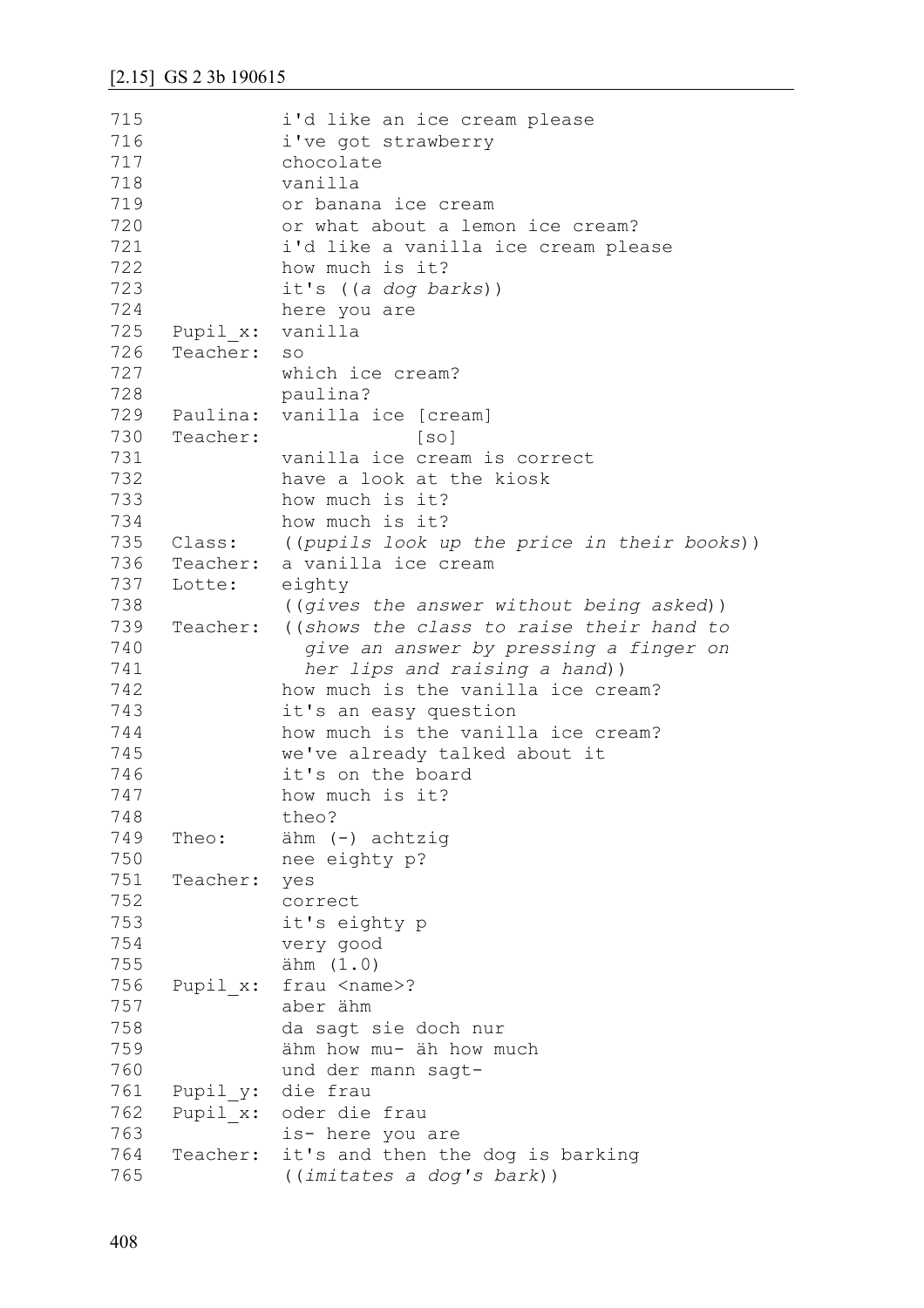[2.15] GS 2 3b 190615

```
715             i'd like an ice cream please
716             i've got strawberry
717             chocolate
718             vanilla
719             or banana ice cream
720             or what about a lemon ice cream?
721             i'd like a vanilla ice cream please
722             how much is it?
723             it's ((a dog barks))
724             here you are
725   Pupil_x:  vanilla
726   Teacher:  so
727             which ice cream?
728             paulina?
729   Paulina:  vanilla ice [cream]
730   Teacher:              [so]
731             vanilla ice cream is correct
732             have a look at the kiosk
733             how much is it?
734             how much is it?
735   Class:    ((pupils look up the price in their books))
736   Teacher:  a vanilla ice cream
737   Lotte:    eighty
738             ((gives the answer without being asked))
739   Teacher:  ((shows the class to raise their hand to
740               give an answer by pressing a finger on
741               her lips and raising a hand))
742             how much is the vanilla ice cream?
743             it's an easy question
744             how much is the vanilla ice cream?
745             we've already talked about it
746             it's on the board
747             how much is it?
748             theo?
749   Theo:     ähm (-) achtzig
750             nee eighty p?
751   Teacher:  yes
752             correct
753             it's eighty p
754             very good
755             ähm (1.0)
756   Pupil_x:  frau <name>?
757             aber ähm
758             da sagt sie doch nur
759             ähm how mu- äh how much
760             und der mann sagt-
761   Pupil_y:  die frau
762   Pupil_x:  oder die frau
763             is- here you are
764   Teacher:  it's and then the dog is barking
765             ((imitates a dog's bark))
```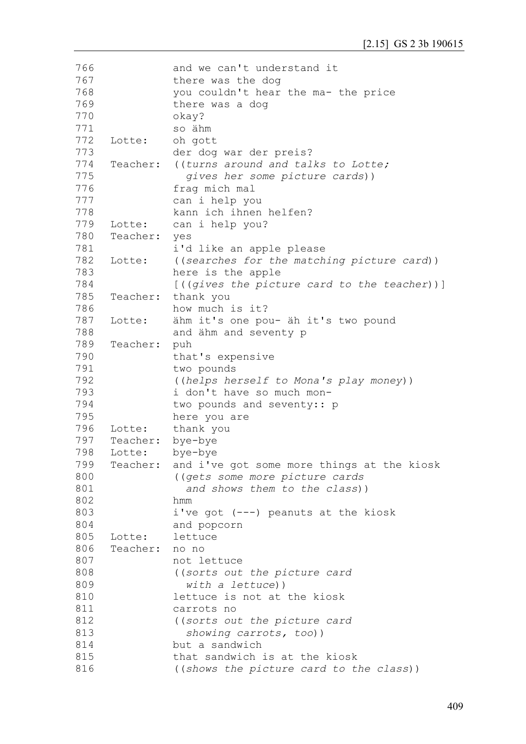```
766              and we can't understand it
767              there was the dog
768              you couldn't hear the ma- the price
769              there was a dog
770              okay?
771              so ähm
772   Lotte:     oh gott
773              der dog war der preis?
774   Teacher:   ((turns around and talks to Lotte;
775                gives her some picture cards))
776              frag mich mal
777              can i help you
778              kann ich ihnen helfen?
779   Lotte:     can i help you?
780   Teacher:   yes
781              i'd like an apple please
782   Lotte:     ((searches for the matching picture card))
783              here is the apple
784              [((gives the picture card to the teacher))]
785   Teacher:   thank you
786              how much is it?
787   Lotte:     ähm it's one pou- äh it's two pound
788              and ähm and seventy p
789   Teacher:   puh
790              that's expensive
791              two pounds
792              ((helps herself to Mona's play money))
793              i don't have so much mon-
794              two pounds and seventy:: p
795              here you are
796   Lotte:     thank you
797   Teacher:   bye-bye
798   Lotte:     bye-bye
799   Teacher:   and i've got some more things at the kiosk
800              ((gets some more picture cards
801                and shows them to the class))
802              hmm
803              i've got (---) peanuts at the kiosk
804              and popcorn
805   Lotte:     lettuce
806   Teacher:   no no
807              not lettuce
808              ((sorts out the picture card
809                with a lettuce))
810              lettuce is not at the kiosk
811              carrots no
812              ((sorts out the picture card
813                showing carrots, too))
814              but a sandwich
815              that sandwich is at the kiosk
816              ((shows the picture card to the class))
```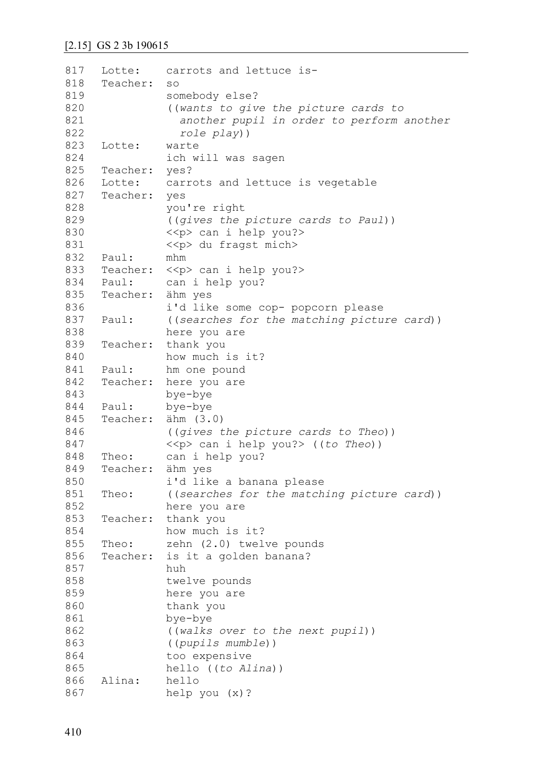### [2.15] GS 2 3b 190615

```
817  Lotte:    carrots and lettuce is-
818  Teacher:  so
819            somebody else?
820            ((wants to give the picture cards to
821              another pupil in order to perform another
822              role play))
823  Lotte:    warte
824            ich will was sagen
825  Teacher:  yes?
826  Lotte:    carrots and lettuce is vegetable
827  Teacher:  yes
828            you're right
829            ((gives the picture cards to Paul))
830            <<p> can i help you?>
831            <<p> du fragst mich>
832  Paul:     mhm
833  Teacher:  <<p> can i help you?>
834  Paul:     can i help you?
835  Teacher:  ähm yes
836            i'd like some cop- popcorn please
837  Paul:     ((searches for the matching picture card))
838            here you are
839  Teacher:  thank you
840            how much is it?
841  Paul:     hm one pound
842  Teacher:  here you are
843            bye-bye
844  Paul:     bye-bye
845  Teacher:  ähm (3.0)
846            ((gives the picture cards to Theo))
847            <<p> can i help you?> ((to Theo))
848  Theo:     can i help you?
849  Teacher:  ähm yes
850            i'd like a banana please
851  Theo:     ((searches for the matching picture card))
852            here you are
853  Teacher:  thank you
854            how much is it?
855  Theo:     zehn (2.0) twelve pounds
856  Teacher:  is it a golden banana?
857            huh
858            twelve pounds
859            here you are
860            thank you
861            bye-bye
862            ((walks over to the next pupil))
863            ((pupils mumble))
864            too expensive
865            hello ((to Alina))
866  Alina:    hello
867            help you (x)?
```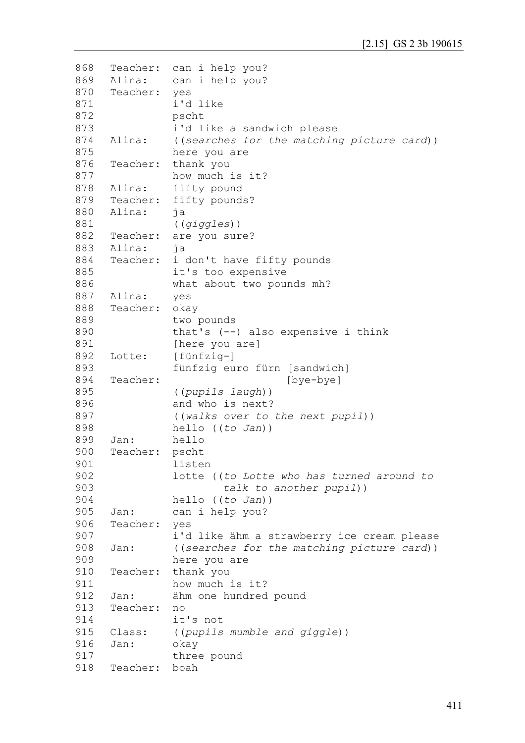```
868   Teacher:  can i help you?
869   Alina:    can i help you?
870   Teacher:  yes
871             i'd like
872             pscht
873             i'd like a sandwich please
874   Alina:    ((searches for the matching picture card))
875             here you are
876   Teacher:  thank you
877             how much is it?
878   Alina:    fifty pound
879   Teacher:  fifty pounds?
880   Alina:    ja
881             ((giggles))
882   Teacher:  are you sure?
883   Alina:    ja
884   Teacher:  i don't have fifty pounds
885             it's too expensive
886             what about two pounds mh?
887   Alina:    yes
888   Teacher:  okay
889             two pounds
890             that's (--) also expensive i think
891             [here you are]
892   Lotte:    [fünfzig-]
893             fünfzig euro fürn [sandwich]
894   Teacher:                    [bye-bye]
895             ((pupils laugh))
896             and who is next?
897             ((walks over to the next pupil))
898             hello ((to Jan))
899   Jan:      hello
900   Teacher:  pscht
901             listen
902             lotte ((to Lotte who has turned around to
903                     talk to another pupil))
904             hello ((to Jan))
905   Jan:      can i help you?
906   Teacher:  yes
907             i'd like ähm a strawberry ice cream please
908   Jan:      ((searches for the matching picture card))
909             here you are
910   Teacher:  thank you
911             how much is it?
912   Jan:      ähm one hundred pound
913   Teacher:  no
914             it's not
915   Class:    ((pupils mumble and giggle))
916   Jan:      okay
917             three pound
918   Teacher:  boah
```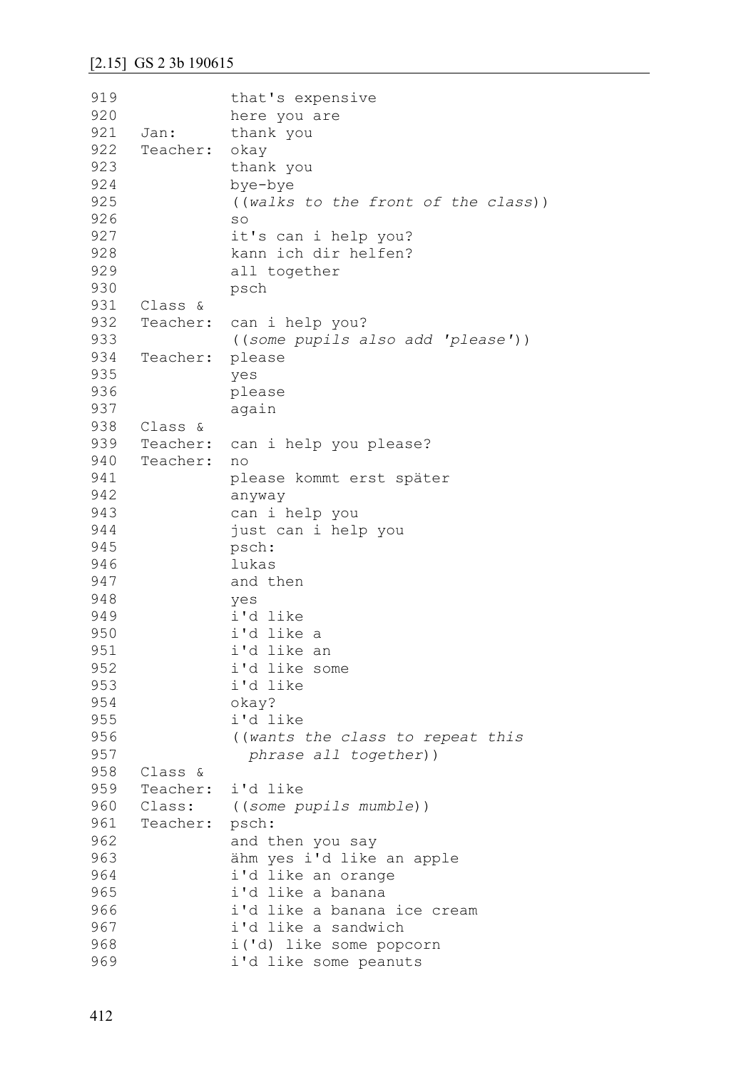## [2.15] GS 2 3b 190615

```
919              that's expensive
920              here you are
921   Jan:       thank you
922   Teacher:   okay
923              thank you
924              bye-bye
925              ((walks to the front of the class))
926              so
927              it's can i help you?
928              kann ich dir helfen?
929              all together
930              psch
931   Class &
932   Teacher:   can i help you?
933              ((some pupils also add 'please'))
934   Teacher:   please
935              yes
936              please
937              again
938   Class &
939   Teacher:   can i help you please?
940   Teacher:   no
941              please kommt erst später
942              anyway
943              can i help you
944              just can i help you
945              psch:
946              lukas
947              and then
948              yes
949              i'd like
950              i'd like a
951              i'd like an
952              i'd like some
953              i'd like
954              okay?
955              i'd like
956              ((wants the class to repeat this
957                phrase all together))
958   Class &
959   Teacher:   i'd like
960   Class:     ((some pupils mumble))
961   Teacher:   psch:
962              and then you say
963              ähm yes i'd like an apple
964              i'd like an orange
965              i'd like a banana
966              i'd like a banana ice cream
967              i'd like a sandwich
968              i('d) like some popcorn
969              i'd like some peanuts
```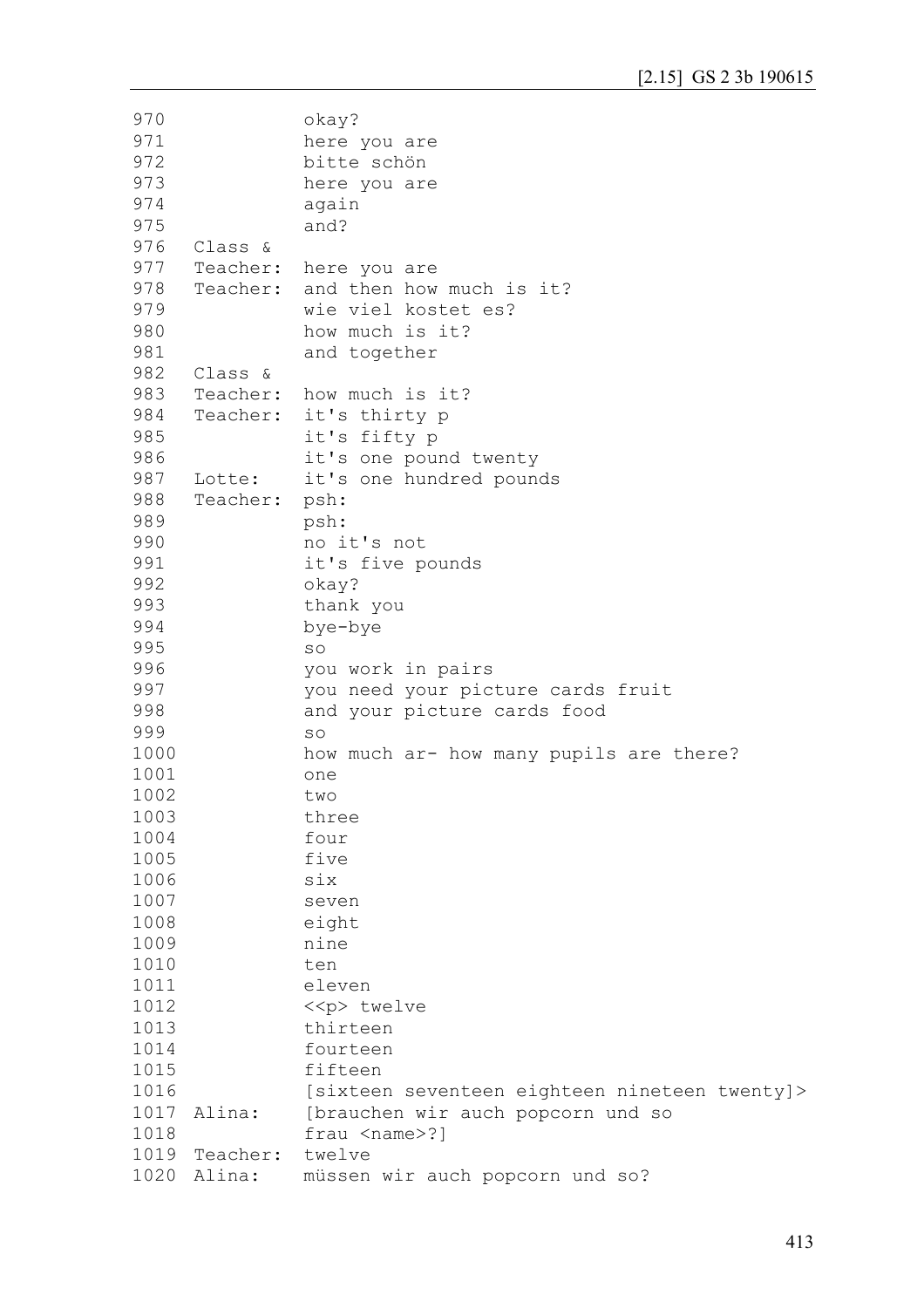```
970            okay?
971            here you are
972            bitte schön
973            here you are
974            again
975            and?
976  Class &
977  Teacher:  here you are
978  Teacher:  and then how much is it?
979            wie viel kostet es?
980            how much is it?
981            and together
982  Class &
983  Teacher:  how much is it?
984  Teacher:  it's thirty p
985            it's fifty p
986            it's one pound twenty
987  Lotte:    it's one hundred pounds
988  Teacher:  psh:
989            psh:
990            no it's not
991            it's five pounds
992            okay?
993            thank you
994            bye-bye
995            so
996            you work in pairs
997            you need your picture cards fruit
998            and your picture cards food
999            so
1000           how much ar- how many pupils are there?
1001           one
1002           two
1003           three
1004           four
1005           five
1006           six
1007           seven
1008           eight
1009           nine
1010           ten
1011           eleven
1012           <<p> twelve
1013           thirteen
1014           fourteen
1015           fifteen
1016           [sixteen seventeen eighteen nineteen twenty]>
1017 Alina:    [brauchen wir auch popcorn und so
1018           frau <name>?]
1019 Teacher:  twelve
1020 Alina:    müssen wir auch popcorn und so?
```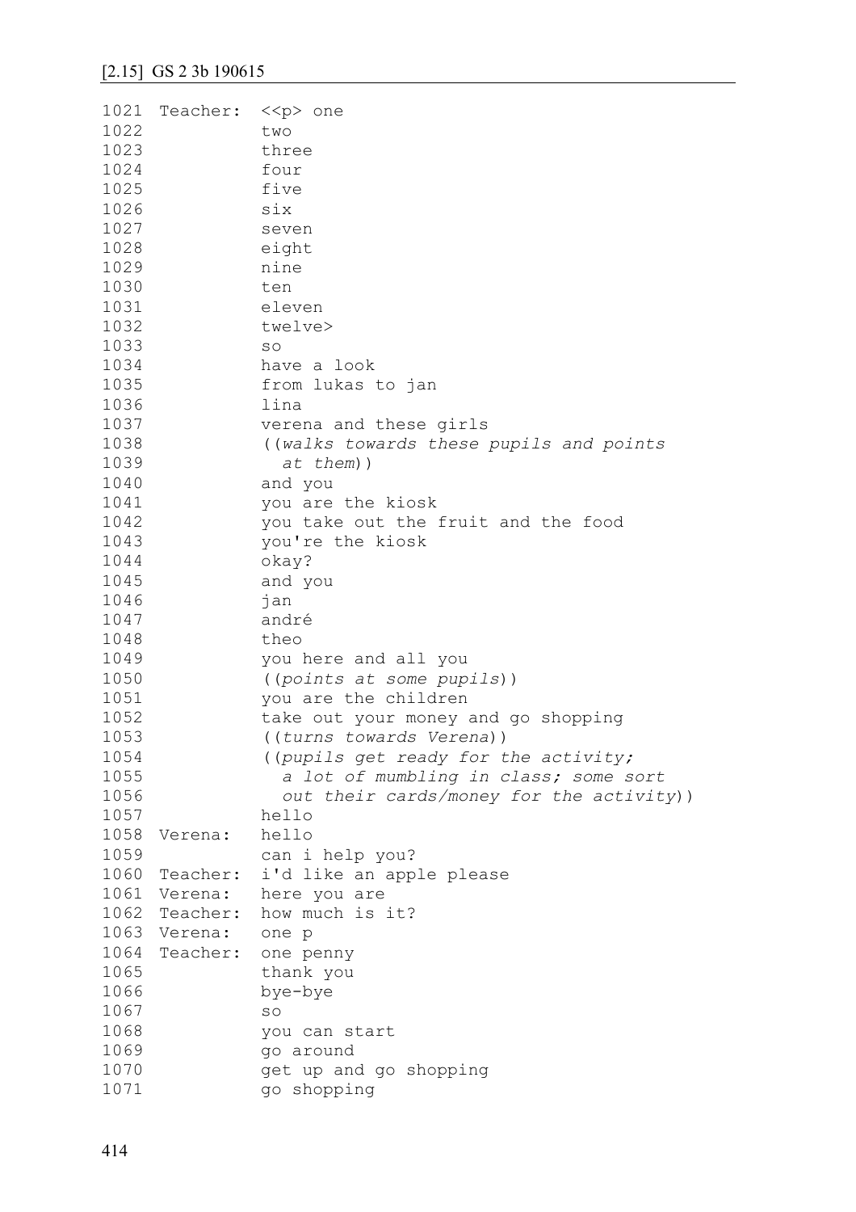## [2.15] GS 2 3b 190615

```
1021  Teacher:  <<p> one
1022            two
1023            three
1024            four
1025            five
1026            six
1027            seven
1028            eight
1029            nine
1030            ten
1031            eleven
1032            twelve>
1033            so
1034            have a look
1035            from lukas to jan
1036            lina
1037            verena and these girls
1038            ((walks towards these pupils and points
1039              at them))
1040            and you
1041            you are the kiosk
1042            you take out the fruit and the food
1043            you're the kiosk
1044            okay?
1045            and you
1046            jan
1047            andré
1048            theo
1049            you here and all you
1050            ((points at some pupils))
1051            you are the children
1052            take out your money and go shopping
1053            ((turns towards Verena))
1054            ((pupils get ready for the activity;
1055              a lot of mumbling in class; some sort
1056              out their cards/money for the activity))
1057            hello
1058  Verena:   hello
1059            can i help you?
1060  Teacher:  i'd like an apple please
1061  Verena:   here you are
1062  Teacher:  how much is it?
1063  Verena:   one p
1064  Teacher:  one penny
1065            thank you
1066            bye-bye
1067            so
1068            you can start
1069            go around
1070            get up and go shopping
1071            go shopping
```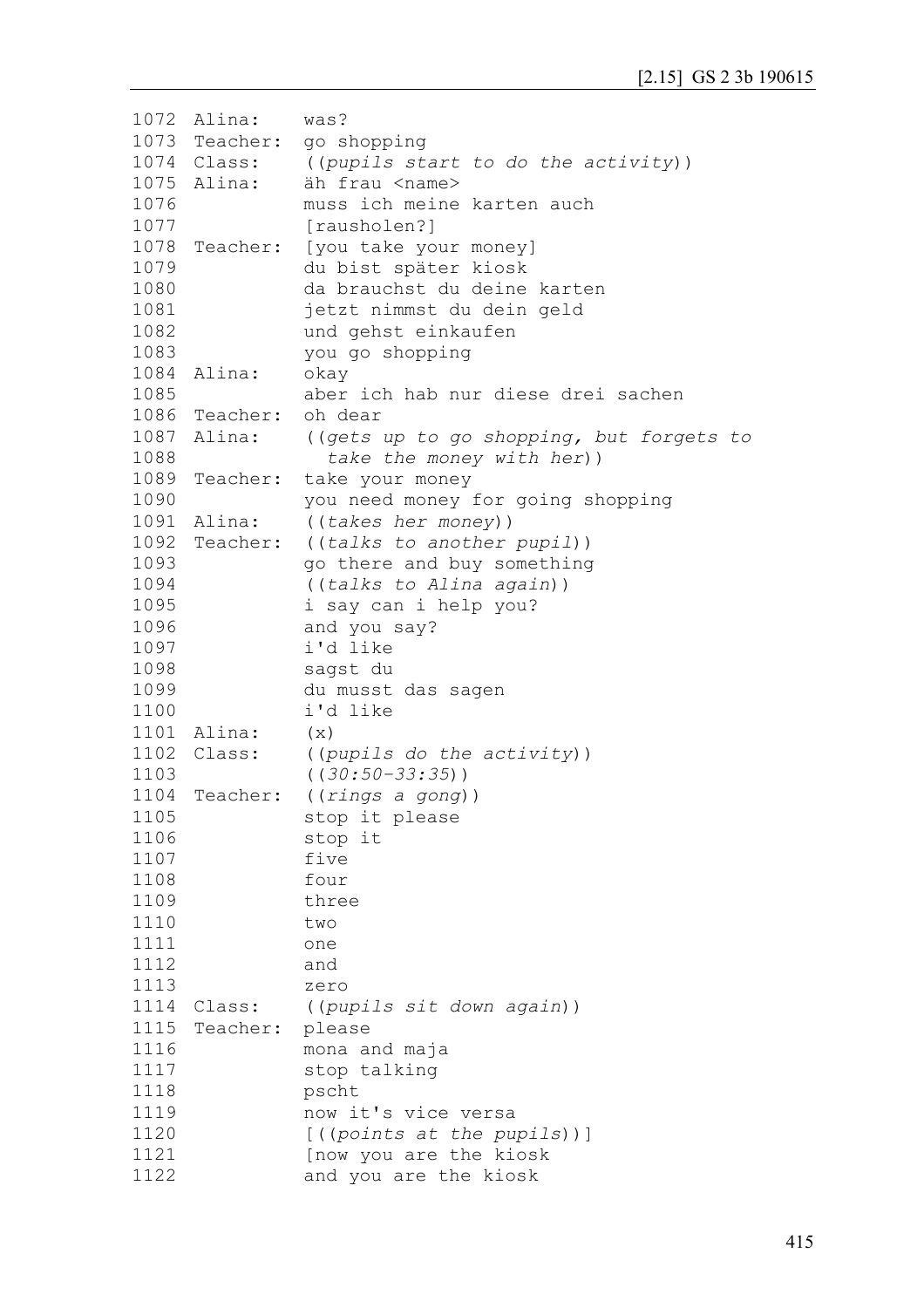```
1072 Alina:    was?
1073 Teacher:  go shopping
1074 Class:    ((pupils start to do the activity))
1075 Alina:    äh frau <name>
1076           muss ich meine karten auch
1077           [rausholen?]
1078 Teacher:  [you take your money]
1079           du bist später kiosk
1080           da brauchst du deine karten
1081           jetzt nimmst du dein geld
1082           und gehst einkaufen
1083           you go shopping
1084 Alina:    okay
1085           aber ich hab nur diese drei sachen
1086 Teacher:  oh dear
1087 Alina:    ((gets up to go shopping, but forgets to
1088             take the money with her))
1089 Teacher:  take your money
1090           you need money for going shopping
1091 Alina:    ((takes her money))
1092 Teacher:  ((talks to another pupil))
1093           go there and buy something
1094           ((talks to Alina again))
1095           i say can i help you?
1096           and you say?
1097           i'd like
1098           sagst du
1099           du musst das sagen
1100           i'd like
1101 Alina:    (x)
1102 Class:    ((pupils do the activity))
1103           ((30:50-33:35))
1104 Teacher:  ((rings a gong))
1105           stop it please
1106           stop it
1107           five
1108           four
1109           three
1110           two
1111           one
1112           and
1113           zero
1114 Class:    ((pupils sit down again))
1115 Teacher:  please
1116           mona and maja
1117           stop talking
1118           pscht
1119           now it's vice versa
1120           [((points at the pupils))]
1121           [now you are the kiosk
1122           and you are the kiosk
```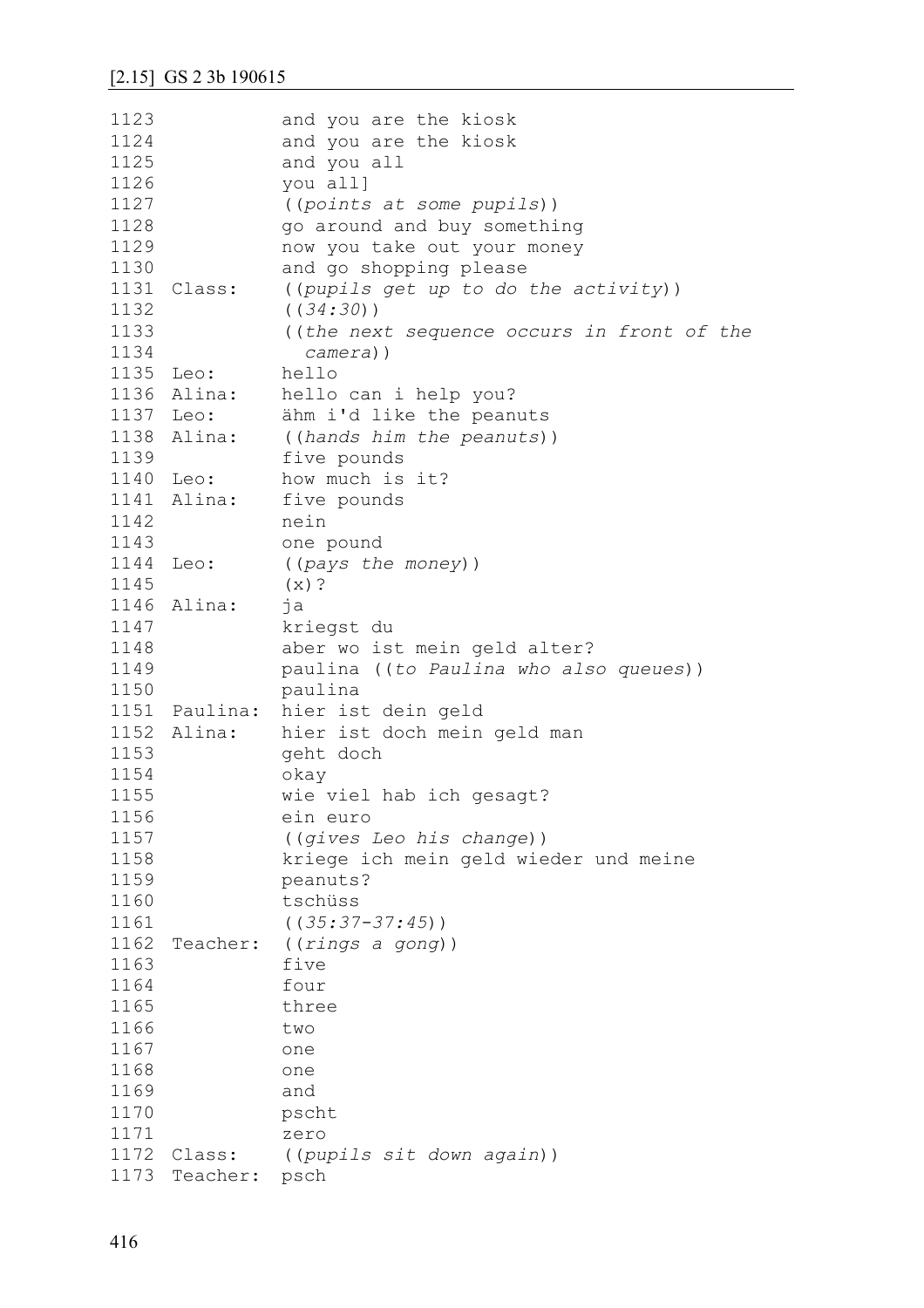## [2.15] GS 2 3b 190615

```
1123              and you are the kiosk
1124              and you are the kiosk
1125              and you all
1126              you all]
1127              ((points at some pupils))
1128              go around and buy something
1129              now you take out your money
1130              and go shopping please
1131  Class:      ((pupils get up to do the activity))
1132              ((34:30))
1133              ((the next sequence occurs in front of the
1134                camera))
1135  Leo:        hello
1136  Alina:      hello can i help you?
1137  Leo:        ähm i'd like the peanuts
1138  Alina:      ((hands him the peanuts))
1139              five pounds
1140  Leo:        how much is it?
1141  Alina:      five pounds
1142              nein
1143              one pound
1144  Leo:        ((pays the money))
1145              (x)?
1146  Alina:      ja
1147              kriegst du
1148              aber wo ist mein geld alter?
1149              paulina ((to Paulina who also queues))
1150              paulina
1151  Paulina:    hier ist dein geld
1152  Alina:      hier ist doch mein geld man
1153              geht doch
1154              okay
1155              wie viel hab ich gesagt?
1156              ein euro
1157              ((gives Leo his change))
1158              kriege ich mein geld wieder und meine
1159              peanuts?
1160              tschüss
1161              ((35:37-37:45))
1162  Teacher:    ((rings a gong))
1163              five
1164              four
1165              three
1166              two
1167              one
1168              one
1169              and
1170              pscht
1171              zero
1172  Class:      ((pupils sit down again))
1173  Teacher:    psch
```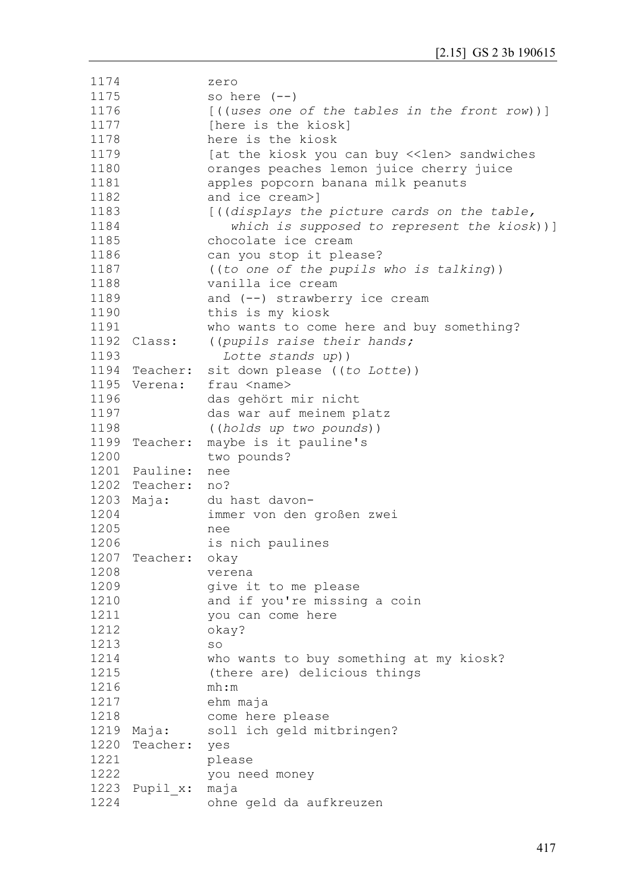```
1174            zero
1175            so here (--)
1176            [((uses one of the tables in the front row))]
1177            [here is the kiosk]
1178            here is the kiosk
1179            [at the kiosk you can buy <<len> sandwiches
1180            oranges peaches lemon juice cherry juice
1181            apples popcorn banana milk peanuts
1182            and ice cream>]
1183            [((displays the picture cards on the table,
1184               which is supposed to represent the kiosk))]
1185            chocolate ice cream
1186            can you stop it please?
1187            ((to one of the pupils who is talking))
1188            vanilla ice cream
1189            and (--) strawberry ice cream
1190            this is my kiosk
1191            who wants to come here and buy something?
1192  Class:    ((pupils raise their hands;
1193              Lotte stands up))
1194  Teacher:  sit down please ((to Lotte))
1195  Verena:   frau <name>
1196            das gehört mir nicht
1197            das war auf meinem platz
1198            ((holds up two pounds))
1199  Teacher:  maybe is it pauline's
1200            two pounds?
1201  Pauline:  nee
1202  Teacher:  no?
1203  Maja:     du hast davon-
1204            immer von den großen zwei
1205            nee
1206            is nich paulines
1207  Teacher:  okay
1208            verena
1209            give it to me please
1210            and if you're missing a coin
1211            you can come here
1212            okay?
1213            so
1214            who wants to buy something at my kiosk?
1215            (there are) delicious things
1216            mh:m
1217            ehm maja
1218            come here please
1219  Maja:     soll ich geld mitbringen?
1220  Teacher:  yes
1221            please
1222            you need money
1223  Pupil_x:  maja
1224            ohne geld da aufkreuzen
```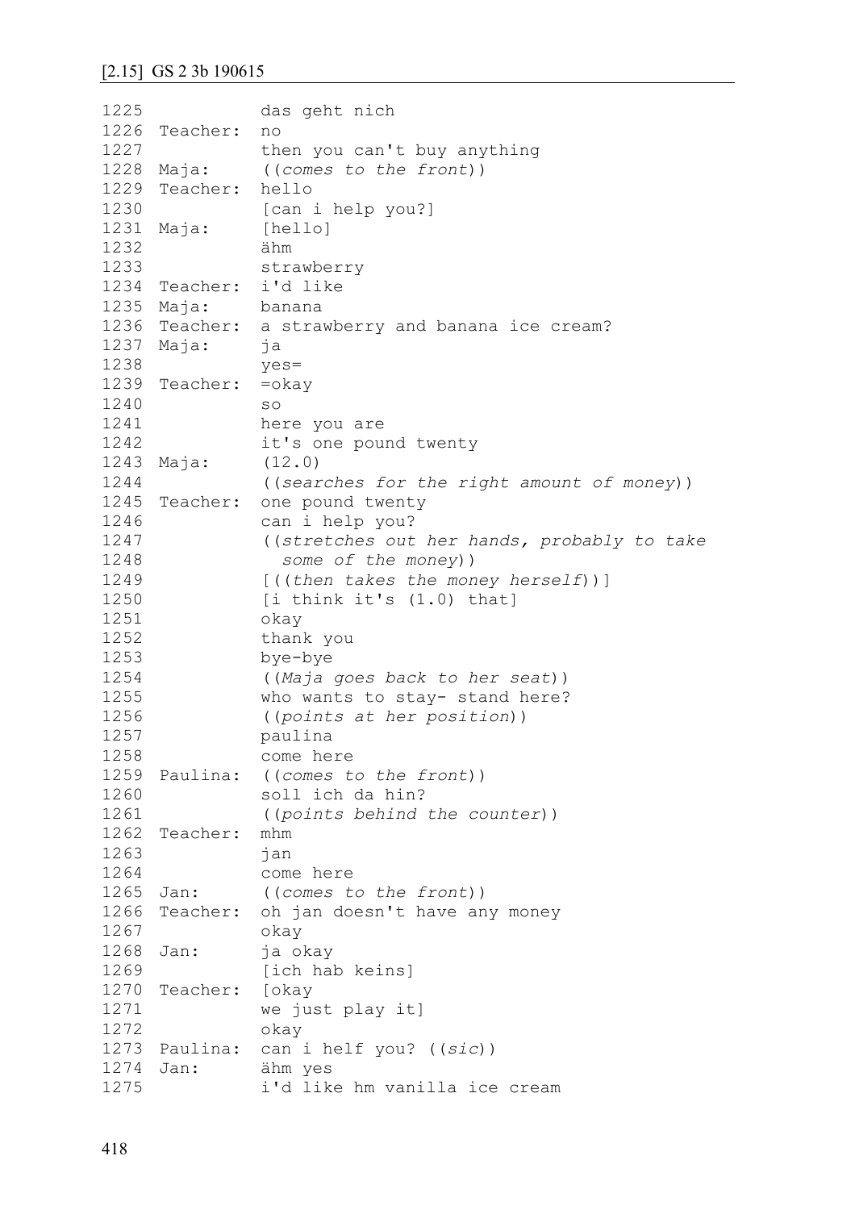[2.15] GS 2 3b 190615

```
1225            das geht nich
1226  Teacher:  no
1227            then you can't buy anything
1228  Maja:     ((comes to the front))
1229  Teacher:  hello
1230            [can i help you?]
1231  Maja:     [hello]
1232            ähm
1233            strawberry
1234  Teacher:  i'd like
1235  Maja:     banana
1236  Teacher:  a strawberry and banana ice cream?
1237  Maja:     ja
1238            yes=
1239  Teacher:  =okay
1240            so
1241            here you are
1242            it's one pound twenty
1243  Maja:     (12.0)
1244            ((searches for the right amount of money))
1245  Teacher:  one pound twenty
1246            can i help you?
1247            ((stretches out her hands, probably to take
1248              some of the money))
1249            [((then takes the money herself))]
1250            [i think it's (1.0) that]
1251            okay
1252            thank you
1253            bye-bye
1254            ((Maja goes back to her seat))
1255            who wants to stay- stand here?
1256            ((points at her position))
1257            paulina
1258            come here
1259  Paulina:  ((comes to the front))
1260            soll ich da hin?
1261            ((points behind the counter))
1262  Teacher:  mhm
1263            jan
1264            come here
1265  Jan:      ((comes to the front))
1266  Teacher:  oh jan doesn't have any money
1267            okay
1268  Jan:      ja okay
1269            [ich hab keins]
1270  Teacher:  [okay
1271            we just play it]
1272            okay
1273  Paulina:  can i helf you? ((sic))
1274  Jan:      ähm yes
1275            i'd like hm vanilla ice cream
```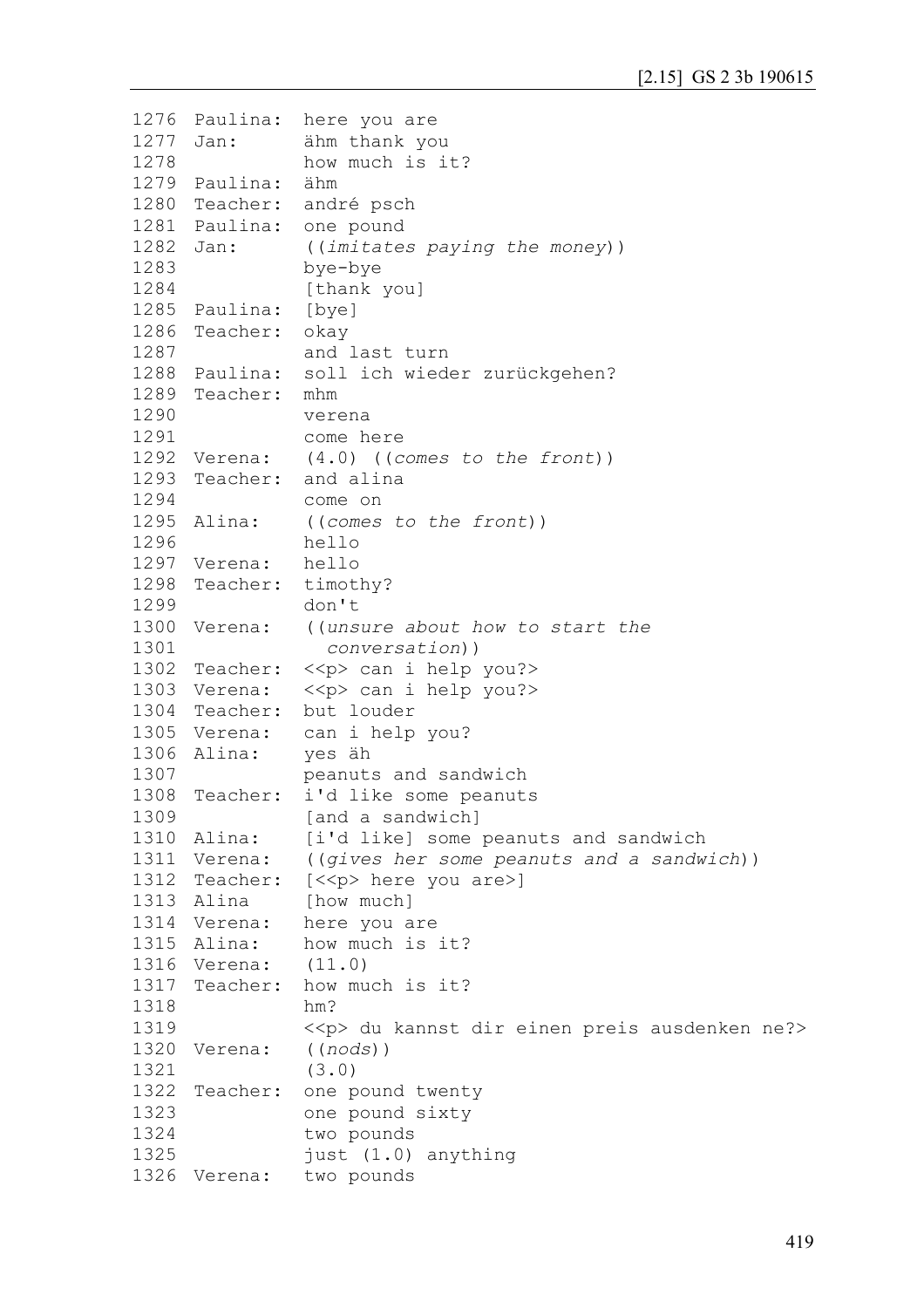```
1276 Paulina:  here you are
1277 Jan:      ähm thank you
1278           how much is it?
1279 Paulina:  ähm
1280 Teacher:  andré psch
1281 Paulina:  one pound
1282 Jan:      ((imitates paying the money))
1283           bye-bye
1284           [thank you]
1285 Paulina:  [bye]
1286 Teacher:  okay
1287           and last turn
1288 Paulina:  soll ich wieder zurückgehen?
1289 Teacher:  mhm
1290           verena
1291           come here
1292 Verena:   (4.0) ((comes to the front))
1293 Teacher:  and alina
1294           come on
1295 Alina:    ((comes to the front))
1296           hello
1297 Verena:   hello
1298 Teacher:  timothy?
1299           don't
1300 Verena:   ((unsure about how to start the
1301             conversation))
1302 Teacher:  <<p> can i help you?>
1303 Verena:   <<p> can i help you?>
1304 Teacher:  but louder
1305 Verena:   can i help you?
1306 Alina:    yes äh
1307           peanuts and sandwich
1308 Teacher:  i'd like some peanuts
1309           [and a sandwich]
1310 Alina:    [i'd like] some peanuts and sandwich
1311 Verena:   ((gives her some peanuts and a sandwich))
1312 Teacher:  [<<p> here you are>]
1313 Alina     [how much]
1314 Verena:   here you are
1315 Alina:    how much is it?
1316 Verena:   (11.0)
1317 Teacher:  how much is it?
1318           hm?
1319           <<p> du kannst dir einen preis ausdenken ne?>
1320 Verena:   ((nods))
1321           (3.0)
1322 Teacher:  one pound twenty
1323           one pound sixty
1324           two pounds
1325           just (1.0) anything
1326 Verena:   two pounds
```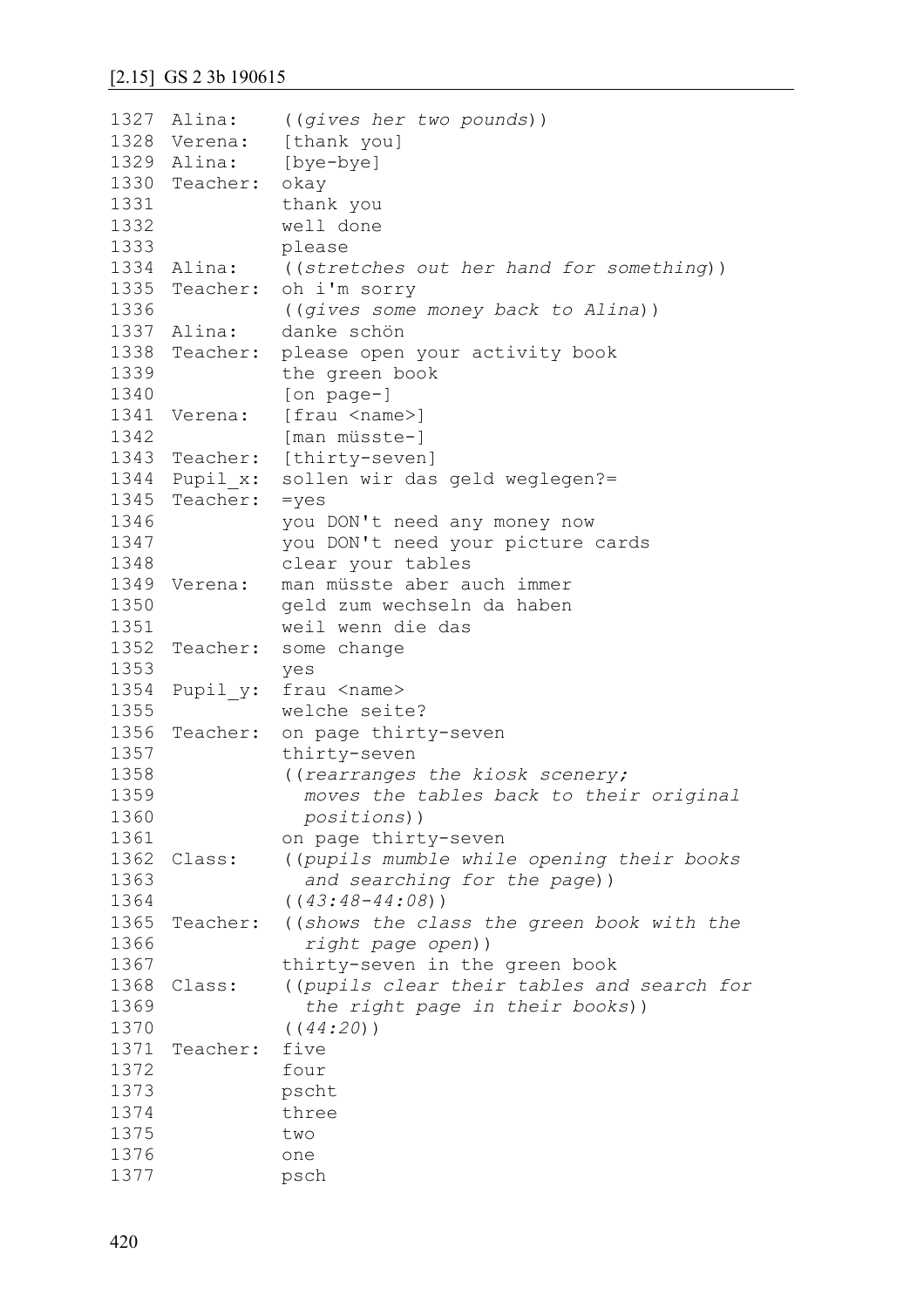[2.15] GS 2 3b 190615

```
1327 Alina:    ((gives her two pounds))
1328 Verena:   [thank you]
1329 Alina:    [bye-bye]
1330 Teacher:  okay
1331           thank you
1332           well done
1333           please
1334 Alina:    ((stretches out her hand for something))
1335 Teacher:  oh i'm sorry
1336           ((gives some money back to Alina))
1337 Alina:    danke schön
1338 Teacher:  please open your activity book
1339           the green book
1340           [on page-]
1341 Verena:   [frau <name>]
1342           [man müsste-]
1343 Teacher:  [thirty-seven]
1344 Pupil_x:  sollen wir das geld weglegen?=
1345 Teacher:  =yes
1346           you DON't need any money now
1347           you DON't need your picture cards
1348           clear your tables
1349 Verena:   man müsste aber auch immer
1350           geld zum wechseln da haben
1351           weil wenn die das
1352 Teacher:  some change
1353           yes
1354 Pupil_y:  frau <name>
1355           welche seite?
1356 Teacher:  on page thirty-seven
1357           thirty-seven
1358           ((rearranges the kiosk scenery;
1359             moves the tables back to their original
1360             positions))
1361           on page thirty-seven
1362 Class:    ((pupils mumble while opening their books
1363             and searching for the page))
1364           ((43:48-44:08))
1365 Teacher:  ((shows the class the green book with the
1366             right page open))
1367           thirty-seven in the green book
1368 Class:    ((pupils clear their tables and search for
1369             the right page in their books))
1370           ((44:20))
1371 Teacher:  five
1372           four
1373           pscht
1374           three
1375           two
1376           one
1377           psch
```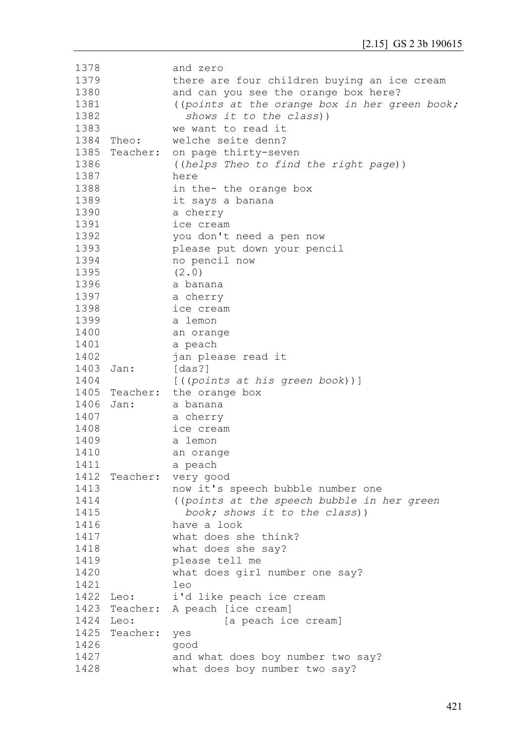```
1378            and zero
1379            there are four children buying an ice cream
1380            and can you see the orange box here?
1381            ((points at the orange box in her green book;
1382              shows it to the class))
1383            we want to read it
1384  Theo:     welche seite denn?
1385  Teacher:  on page thirty-seven
1386            ((helps Theo to find the right page))
1387            here
1388            in the- the orange box
1389            it says a banana
1390            a cherry
1391            ice cream
1392            you don't need a pen now
1393            please put down your pencil
1394            no pencil now
1395            (2.0)
1396            a banana
1397            a cherry
1398            ice cream
1399            a lemon
1400            an orange
1401            a peach
1402            jan please read it
1403  Jan:      [das?]
1404            [((points at his green book))]
1405  Teacher:  the orange box
1406  Jan:      a banana
1407            a cherry
1408            ice cream
1409            a lemon
1410            an orange
1411            a peach
1412  Teacher:  very good
1413            now it's speech bubble number one
1414            ((points at the speech bubble in her green
1415              book; shows it to the class))
1416            have a look
1417            what does she think?
1418            what does she say?
1419            please tell me
1420            what does girl number one say?
1421            leo
1422  Leo:      i'd like peach ice cream
1423  Teacher:  A peach [ice cream]
1424  Leo:              [a peach ice cream]
1425  Teacher:  yes
1426            good
1427            and what does boy number two say?
1428            what does boy number two say?
```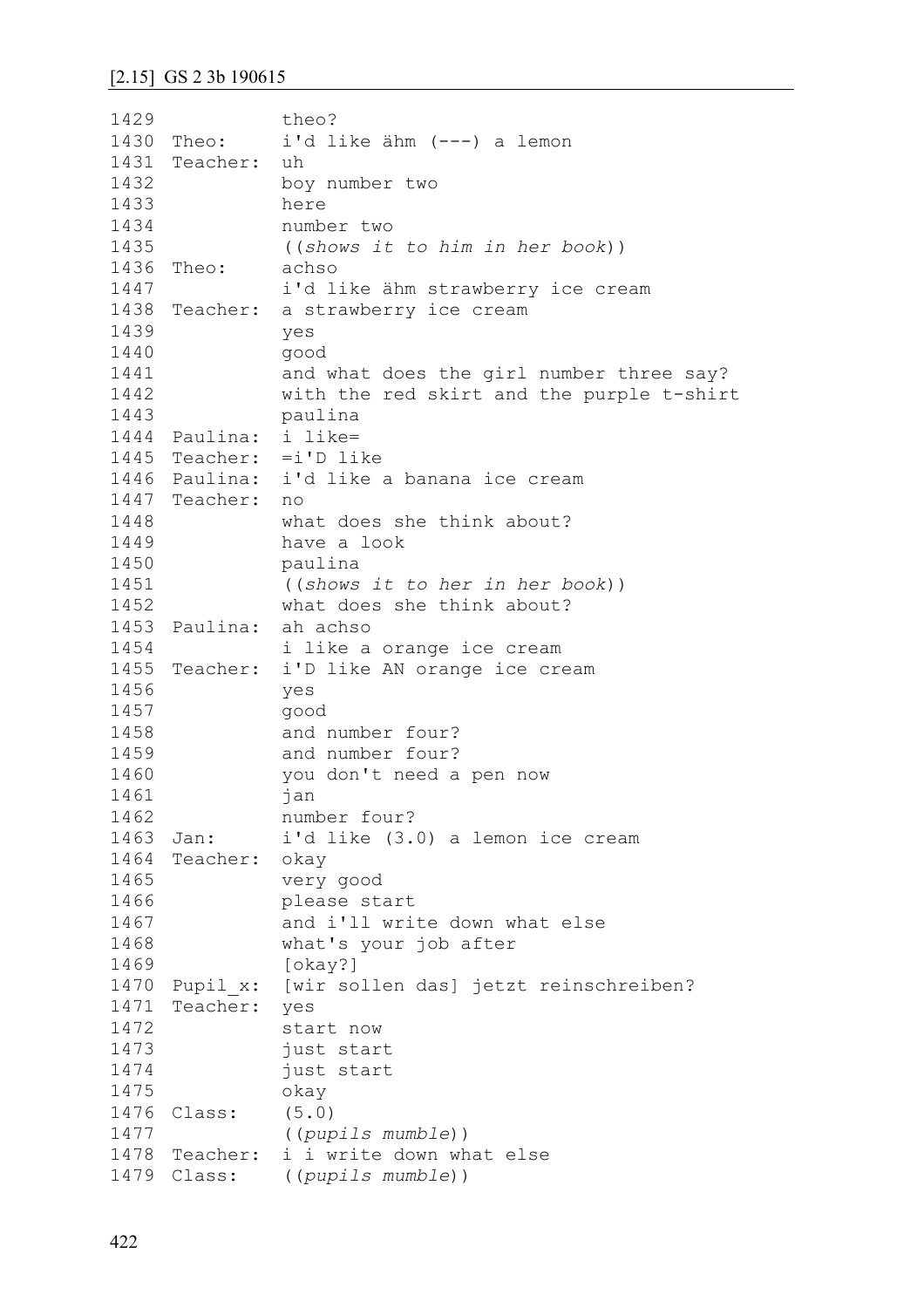## [2.15] GS 2 3b 190615

```
1429              theo?
1430  Theo:       i'd like ähm (---) a lemon
1431  Teacher:    uh
1432              boy number two
1433              here
1434              number two
1435              ((shows it to him in her book))
1436  Theo:       achso
1447              i'd like ähm strawberry ice cream
1438  Teacher:    a strawberry ice cream
1439              yes
1440              good
1441              and what does the girl number three say?
1442              with the red skirt and the purple t-shirt
1443              paulina
1444  Paulina:    i like=
1445  Teacher:    =i'D like
1446  Paulina:    i'd like a banana ice cream
1447  Teacher:    no
1448              what does she think about?
1449              have a look
1450              paulina
1451              ((shows it to her in her book))
1452              what does she think about?
1453  Paulina:    ah achso
1454              i like a orange ice cream
1455  Teacher:    i'D like AN orange ice cream
1456              yes
1457              good
1458              and number four?
1459              and number four?
1460              you don't need a pen now
1461              jan
1462              number four?
1463  Jan:        i'd like (3.0) a lemon ice cream
1464  Teacher:    okay
1465              very good
1466              please start
1467              and i'll write down what else
1468              what's your job after
1469              [okay?]
1470  Pupil_x:    [wir sollen das] jetzt reinschreiben?
1471  Teacher:    yes
1472              start now
1473              just start
1474              just start
1475              okay
1476  Class:      (5.0)
1477              ((pupils mumble))
1478  Teacher:    i i write down what else
1479  Class:      ((pupils mumble))
```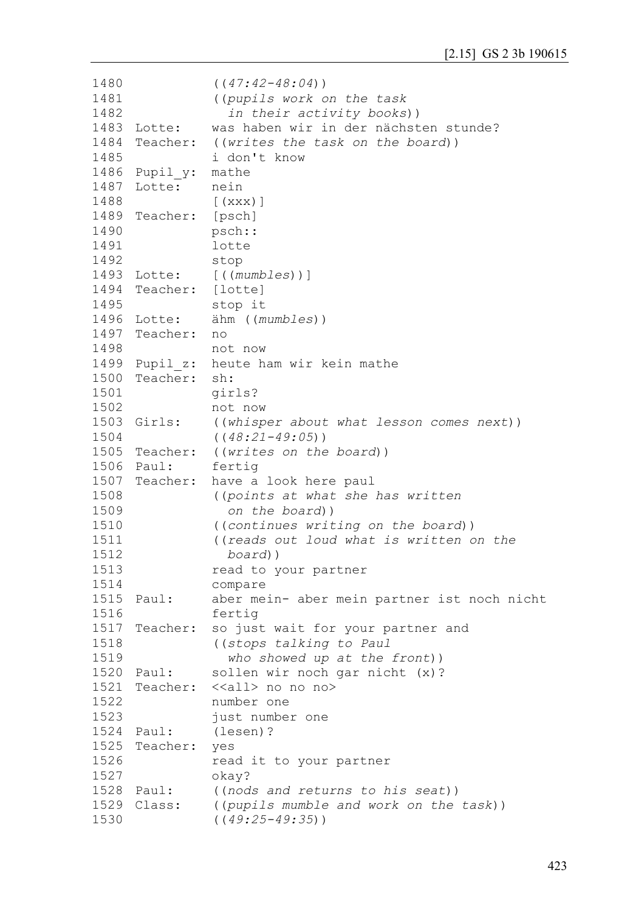```
1480            ((47:42-48:04))
1481            ((pupils work on the task
1482              in their activity books))
1483  Lotte:    was haben wir in der nächsten stunde?
1484  Teacher:  ((writes the task on the board))
1485            i don't know
1486  Pupil_y:  mathe
1487  Lotte:    nein
1488            [(xxx)]
1489  Teacher:  [psch]
1490            psch::
1491            lotte
1492            stop
1493  Lotte:    [((mumbles))]
1494  Teacher:  [lotte]
1495            stop it
1496  Lotte:    ähm ((mumbles))
1497  Teacher:  no
1498            not now
1499  Pupil_z:  heute ham wir kein mathe
1500  Teacher:  sh:
1501            girls?
1502            not now
1503  Girls:    ((whisper about what lesson comes next))
1504            ((48:21-49:05))
1505  Teacher:  ((writes on the board))
1506  Paul:     fertig
1507  Teacher:  have a look here paul
1508            ((points at what she has written
1509              on the board))
1510            ((continues writing on the board))
1511            ((reads out loud what is written on the
1512              board))
1513            read to your partner
1514            compare
1515  Paul:     aber mein- aber mein partner ist noch nicht
1516            fertig
1517  Teacher:  so just wait for your partner and
1518            ((stops talking to Paul
1519              who showed up at the front))
1520  Paul:     sollen wir noch gar nicht (x)?
1521  Teacher:  <<all> no no no>
1522            number one
1523            just number one
1524  Paul:     (lesen)?
1525  Teacher:  yes
1526            read it to your partner
1527            okay?
1528  Paul:     ((nods and returns to his seat))
1529  Class:    ((pupils mumble and work on the task))
1530            ((49:25-49:35))
```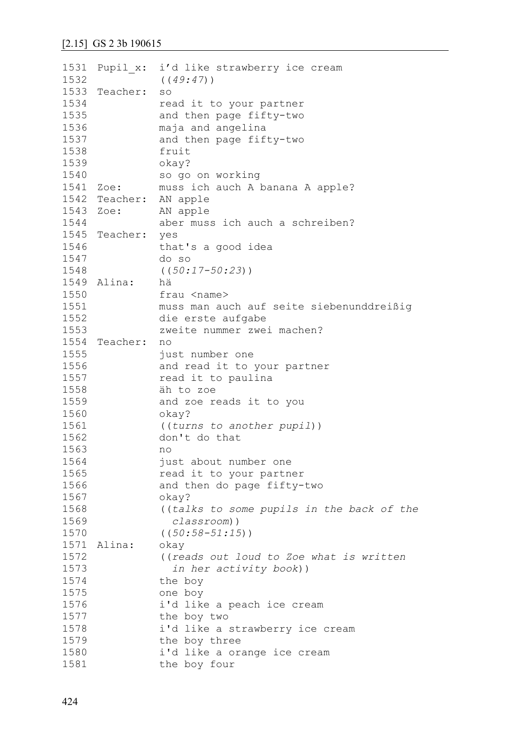## [2.15] GS 2 3b 190615

```
1531  Pupil_x:  i'd like strawberry ice cream
1532            ((49:47))
1533  Teacher:  so
1534            read it to your partner
1535            and then page fifty-two
1536            maja and angelina
1537            and then page fifty-two
1538            fruit
1539            okay?
1540            so go on working
1541  Zoe:      muss ich auch A banana A apple?
1542  Teacher:  AN apple
1543  Zoe:      AN apple
1544            aber muss ich auch a schreiben?
1545  Teacher:  yes
1546            that's a good idea
1547            do so
1548            ((50:17-50:23))
1549  Alina:    hä
1550            frau <name>
1551            muss man auch auf seite siebenunddreißig
1552            die erste aufgabe
1553            zweite nummer zwei machen?
1554  Teacher:  no
1555            just number one
1556            and read it to your partner
1557            read it to paulina
1558            äh to zoe
1559            and zoe reads it to you
1560            okay?
1561            ((turns to another pupil))
1562            don't do that
1563            no
1564            just about number one
1565            read it to your partner
1566            and then do page fifty-two
1567            okay?
1568            ((talks to some pupils in the back of the
1569              classroom))
1570            ((50:58-51:15))
1571  Alina:    okay
1572            ((reads out loud to Zoe what is written
1573              in her activity book))
1574            the boy
1575            one boy
1576            i'd like a peach ice cream
1577            the boy two
1578            i'd like a strawberry ice cream
1579            the boy three
1580            i'd like a orange ice cream
1581            the boy four
```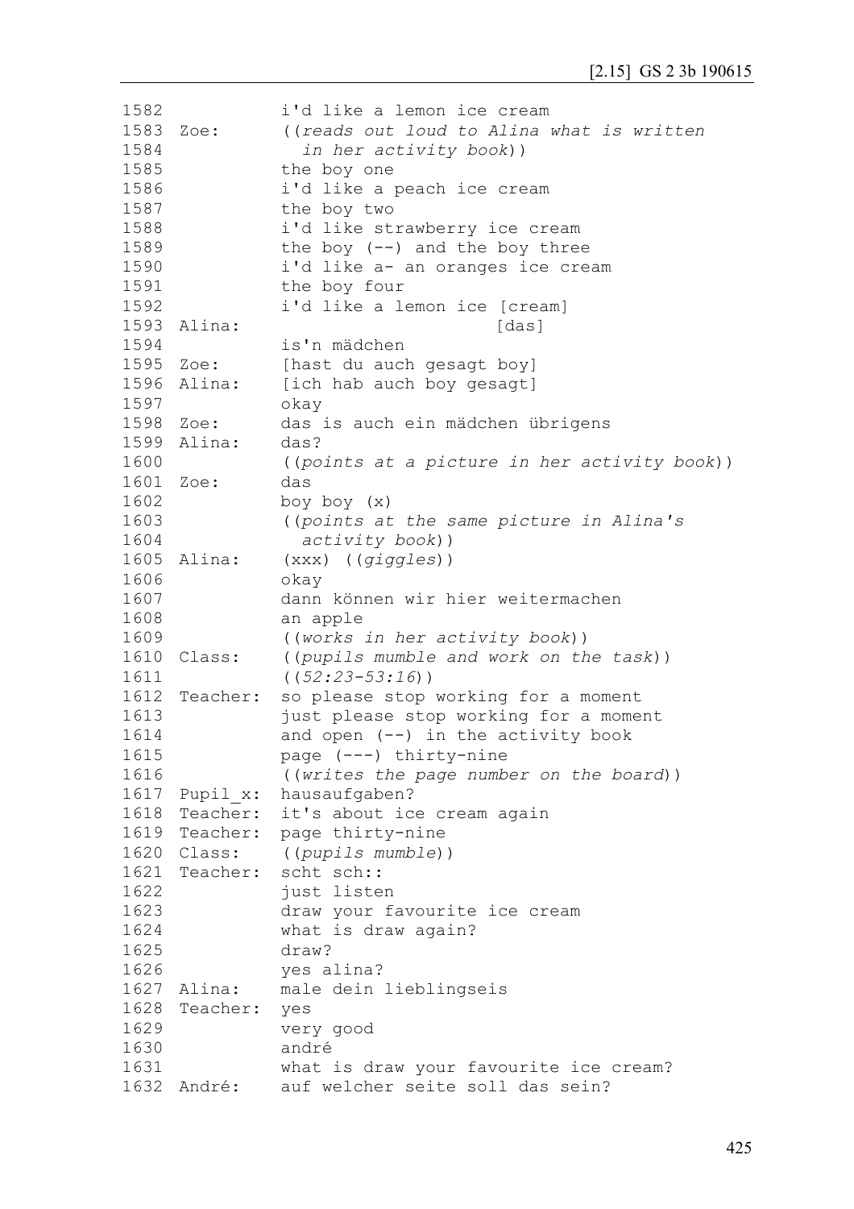```
1582            i'd like a lemon ice cream
1583  Zoe:      ((reads out loud to Alina what is written
1584              in her activity book))
1585            the boy one
1586            i'd like a peach ice cream
1587            the boy two
1588            i'd like strawberry ice cream
1589            the boy (--) and the boy three
1590            i'd like a- an oranges ice cream
1591            the boy four
1592            i'd like a lemon ice [cream]
1593  Alina:                         [das]
1594            is'n mädchen
1595  Zoe:      [hast du auch gesagt boy]
1596  Alina:    [ich hab auch boy gesagt]
1597            okay
1598  Zoe:      das is auch ein mädchen übrigens
1599  Alina:    das?
1600            ((points at a picture in her activity book))
1601  Zoe:      das
1602            boy boy (x)
1603            ((points at the same picture in Alina's
1604              activity book))
1605  Alina:    (xxx) ((giggles))
1606            okay
1607            dann können wir hier weitermachen
1608            an apple
1609            ((works in her activity book))
1610  Class:    ((pupils mumble and work on the task))
1611            ((52:23-53:16))
1612  Teacher:  so please stop working for a moment
1613            just please stop working for a moment
1614            and open (--) in the activity book
1615            page (---) thirty-nine
1616            ((writes the page number on the board))
1617  Pupil_x:  hausaufgaben?
1618  Teacher:  it's about ice cream again
1619  Teacher:  page thirty-nine
1620  Class:    ((pupils mumble))
1621  Teacher:  scht sch::
1622            just listen
1623            draw your favourite ice cream
1624            what is draw again?
1625            draw?
1626            yes alina?
1627  Alina:    male dein lieblingseis
1628  Teacher:  yes
1629            very good
1630            andré
1631            what is draw your favourite ice cream?
1632  André:    auf welcher seite soll das sein?
```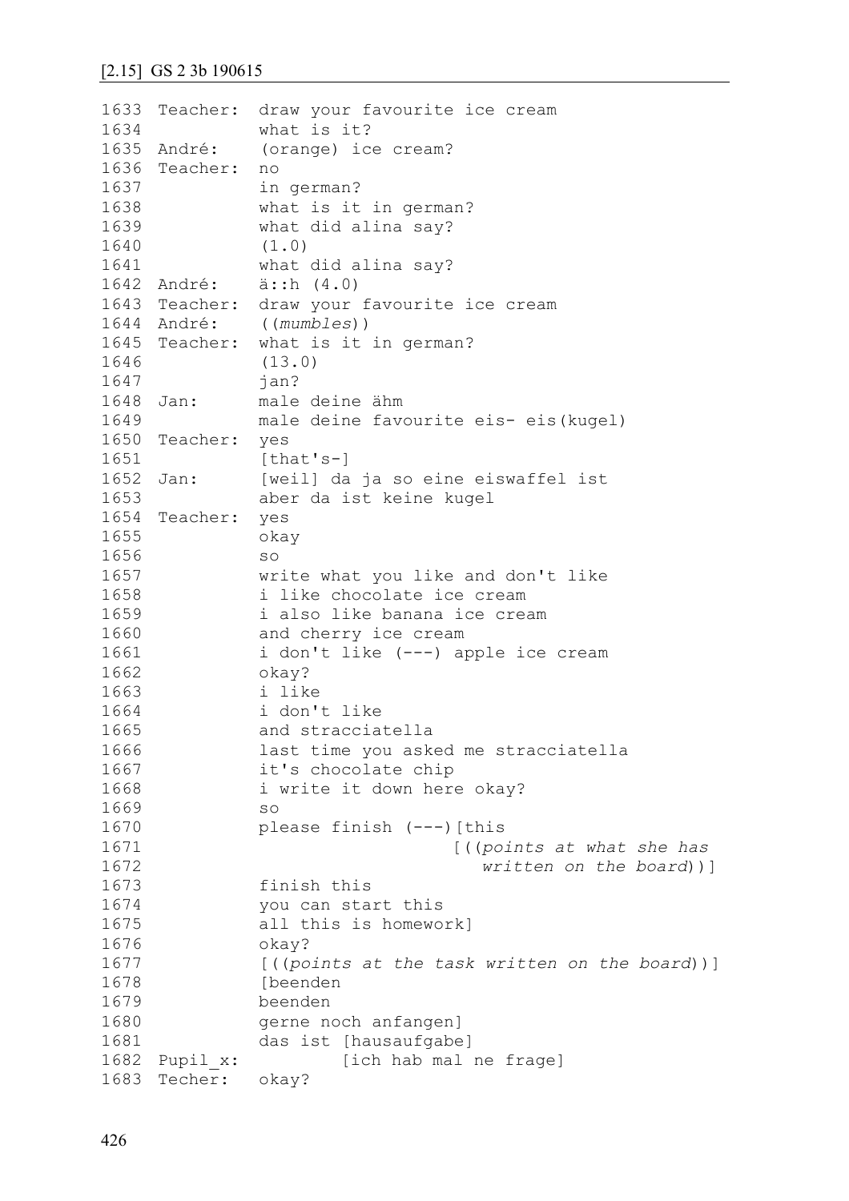[2.15] GS 2 3b 190615

```
1633 Teacher:  draw your favourite ice cream
1634           what is it?
1635 André:    (orange) ice cream?
1636 Teacher:  no
1637           in german?
1638           what is it in german?
1639           what did alina say?
1640           (1.0)
1641           what did alina say?
1642 André:    ä::h (4.0)
1643 Teacher:  draw your favourite ice cream
1644 André:    ((mumbles))
1645 Teacher:  what is it in german?
1646           (13.0)
1647           jan?
1648 Jan:      male deine ähm
1649           male deine favourite eis- eis(kugel)
1650 Teacher:  yes
1651           [that's-]
1652 Jan:      [weil] da ja so eine eiswaffel ist
1653           aber da ist keine kugel
1654 Teacher:  yes
1655           okay
1656           so
1657           write what you like and don't like
1658           i like chocolate ice cream
1659           i also like banana ice cream
1660           and cherry ice cream
1661           i don't like (---) apple ice cream
1662           okay?
1663           i like
1664           i don't like
1665           and stracciatella
1666           last time you asked me stracciatella
1667           it's chocolate chip
1668           i write it down here okay?
1669           so
1670           please finish (---)[this
1671                             [((points at what she has
1672                                written on the board))]
1673           finish this
1674           you can start this
1675           all this is homework]
1676           okay?
1677           [((points at the task written on the board))]
1678           [beenden
1679           beenden
1680           gerne noch anfangen]
1681           das ist [hausaufgabe]
1682 Pupil_x:          [ich hab mal ne frage]
1683 Techer:   okay?
```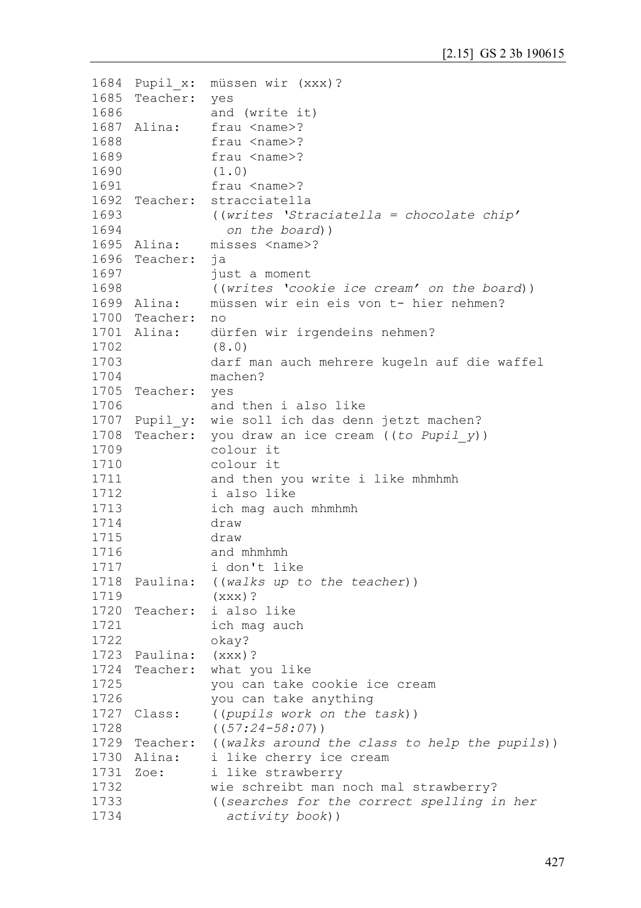```
1684  Pupil_x:  müssen wir (xxx)?
1685  Teacher:  yes
1686            and (write it)
1687  Alina:    frau <name>?
1688            frau <name>?
1689            frau <name>?
1690            (1.0)
1691            frau <name>?
1692  Teacher:  stracciatella
1693            ((writes 'Straciatella = chocolate chip'
1694              on the board))
1695  Alina:    misses <name>?
1696  Teacher:  ja
1697            just a moment
1698            ((writes 'cookie ice cream' on the board))
1699  Alina:    müssen wir ein eis von t- hier nehmen?
1700  Teacher:  no
1701  Alina:    dürfen wir irgendeins nehmen?
1702            (8.0)
1703            darf man auch mehrere kugeln auf die waffel
1704            machen?
1705  Teacher:  yes
1706            and then i also like
1707  Pupil_y:  wie soll ich das denn jetzt machen?
1708  Teacher:  you draw an ice cream ((to Pupil_y))
1709            colour it
1710            colour it
1711            and then you write i like mhmhmh
1712            i also like
1713            ich mag auch mhmhmh
1714            draw
1715            draw
1716            and mhmhmh
1717            i don't like
1718  Paulina:  ((walks up to the teacher))
1719            (xxx)?
1720  Teacher:  i also like
1721            ich mag auch
1722            okay?
1723  Paulina:  (xxx)?
1724  Teacher:  what you like
1725            you can take cookie ice cream
1726            you can take anything
1727  Class:    ((pupils work on the task))
1728            ((57:24-58:07))
1729  Teacher:  ((walks around the class to help the pupils))
1730  Alina:    i like cherry ice cream
1731  Zoe:      i like strawberry
1732            wie schreibt man noch mal strawberry?
1733            ((searches for the correct spelling in her
1734              activity book))
```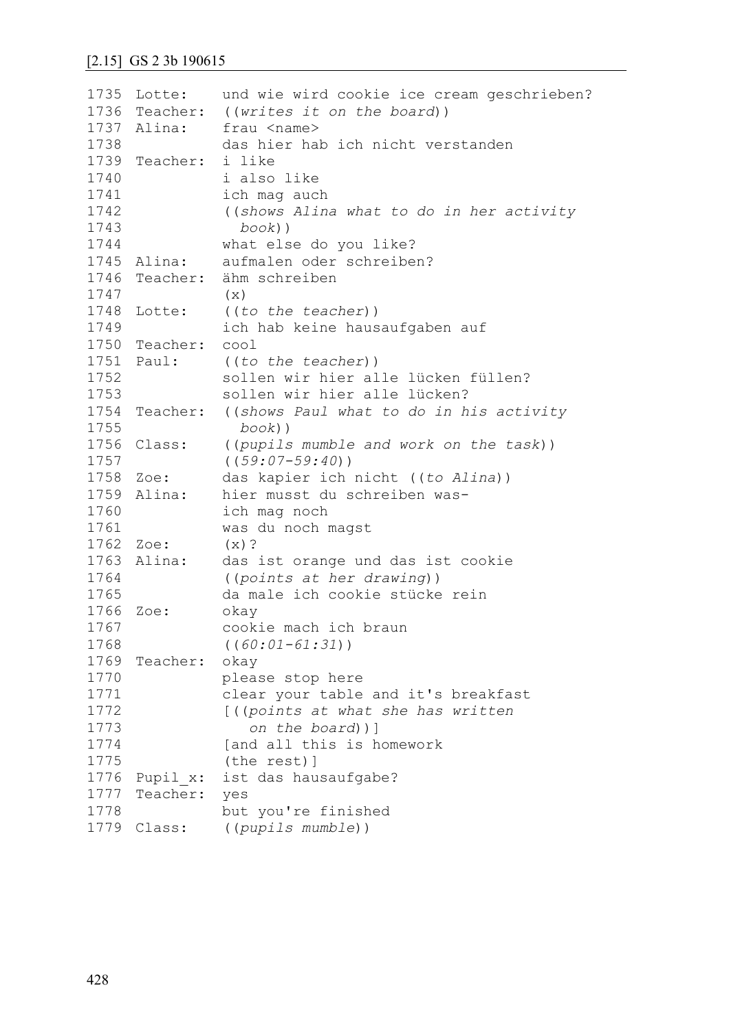[2.15] GS 2 3b 190615

```
1735 Lotte:    und wie wird cookie ice cream geschrieben?
1736 Teacher:  ((writes it on the board))
1737 Alina:    frau <name>
1738           das hier hab ich nicht verstanden
1739 Teacher:  i like
1740           i also like
1741           ich mag auch
1742           ((shows Alina what to do in her activity
1743             book))
1744           what else do you like?
1745 Alina:    aufmalen oder schreiben?
1746 Teacher:  ähm schreiben
1747           (x)
1748 Lotte:    ((to the teacher))
1749           ich hab keine hausaufgaben auf
1750 Teacher:  cool
1751 Paul:     ((to the teacher))
1752           sollen wir hier alle lücken füllen?
1753           sollen wir hier alle lücken?
1754 Teacher:  ((shows Paul what to do in his activity
1755             book))
1756 Class:    ((pupils mumble and work on the task))
1757           ((59:07-59:40))
1758 Zoe:      das kapier ich nicht ((to Alina))
1759 Alina:    hier musst du schreiben was-
1760           ich mag noch
1761           was du noch magst
1762 Zoe:      (x)?
1763 Alina:    das ist orange und das ist cookie
1764           ((points at her drawing))
1765           da male ich cookie stücke rein
1766 Zoe:      okay
1767           cookie mach ich braun
1768           ((60:01-61:31))
1769 Teacher:  okay
1770           please stop here
1771           clear your table and it's breakfast
1772           [((points at what she has written
1773              on the board))]
1774           [and all this is homework
1775           (the rest)]
1776 Pupil_x:  ist das hausaufgabe?
1777 Teacher:  yes
1778           but you're finished
1779 Class:    ((pupils mumble))
```